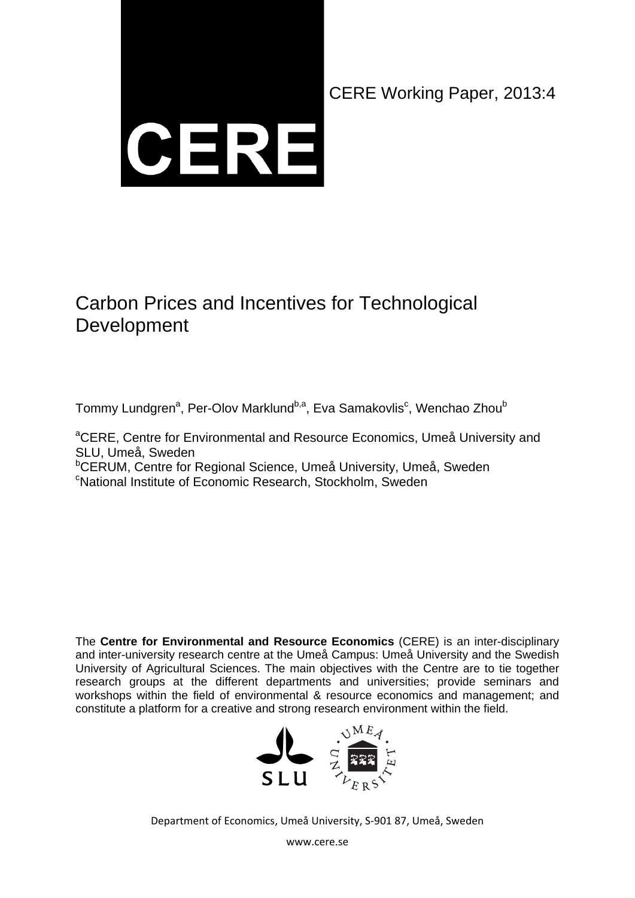CERE

CERE Working Paper, 2013:4

# Carbon Prices and Incentives for Technological Development

Tommy Lundgren[a], Per-Olov Marklund[b,a], Eva Samakovlis[c], Wenchao Zhou[b]

[a]CERE, Centre for Environmental and Resource Economics, Umeå University and SLU, Umeå, Sweden
[b]CERUM, Centre for Regional Science, Umeå University, Umeå, Sweden
[c]National Institute of Economic Research, Stockholm, Sweden

The **Centre for Environmental and Resource Economics** (CERE) is an inter-disciplinary and inter-university research centre at the Umeå Campus: Umeå University and the Swedish University of Agricultural Sciences. The main objectives with the Centre are to tie together research groups at the different departments and universities; provide seminars and workshops within the field of environmental & resource economics and management; and constitute a platform for a creative and strong research environment within the field.

SLU UMEÅ UNIVERSITET

Department of Economics, Umeå University, S-901 87, Umeå, Sweden

www.cere.se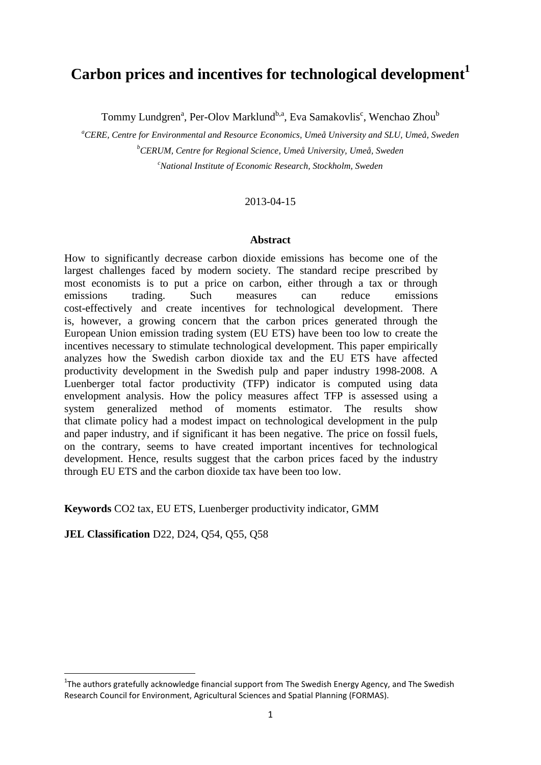# Carbon prices and incentives for technological development[1]

Tommy Lundgren[a], Per-Olov Marklund[b,a], Eva Samakovlis[c], Wenchao Zhou[b]

[a] *CERE, Centre for Environmental and Resource Economics, Umeå University and SLU, Umeå, Sweden*

[b] *CERUM, Centre for Regional Science, Umeå University, Umeå, Sweden*

[c] *National Institute of Economic Research, Stockholm, Sweden*

2013-04-15

**Abstract**

How to significantly decrease carbon dioxide emissions has become one of the largest challenges faced by modern society. The standard recipe prescribed by most economists is to put a price on carbon, either through a tax or through emissions trading. Such measures can reduce emissions cost-effectively and create incentives for technological development. There is, however, a growing concern that the carbon prices generated through the European Union emission trading system (EU ETS) have been too low to create the incentives necessary to stimulate technological development. This paper empirically analyzes how the Swedish carbon dioxide tax and the EU ETS have affected productivity development in the Swedish pulp and paper industry 1998-2008. A Luenberger total factor productivity (TFP) indicator is computed using data envelopment analysis. How the policy measures affect TFP is assessed using a system generalized method of moments estimator. The results show that climate policy had a modest impact on technological development in the pulp and paper industry, and if significant it has been negative. The price on fossil fuels, on the contrary, seems to have created important incentives for technological development. Hence, results suggest that the carbon prices faced by the industry through EU ETS and the carbon dioxide tax have been too low.

**Keywords** CO2 tax, EU ETS, Luenberger productivity indicator, GMM

**JEL Classification** D22, D24, Q54, Q55, Q58

[1] The authors gratefully acknowledge financial support from The Swedish Energy Agency, and The Swedish Research Council for Environment, Agricultural Sciences and Spatial Planning (FORMAS).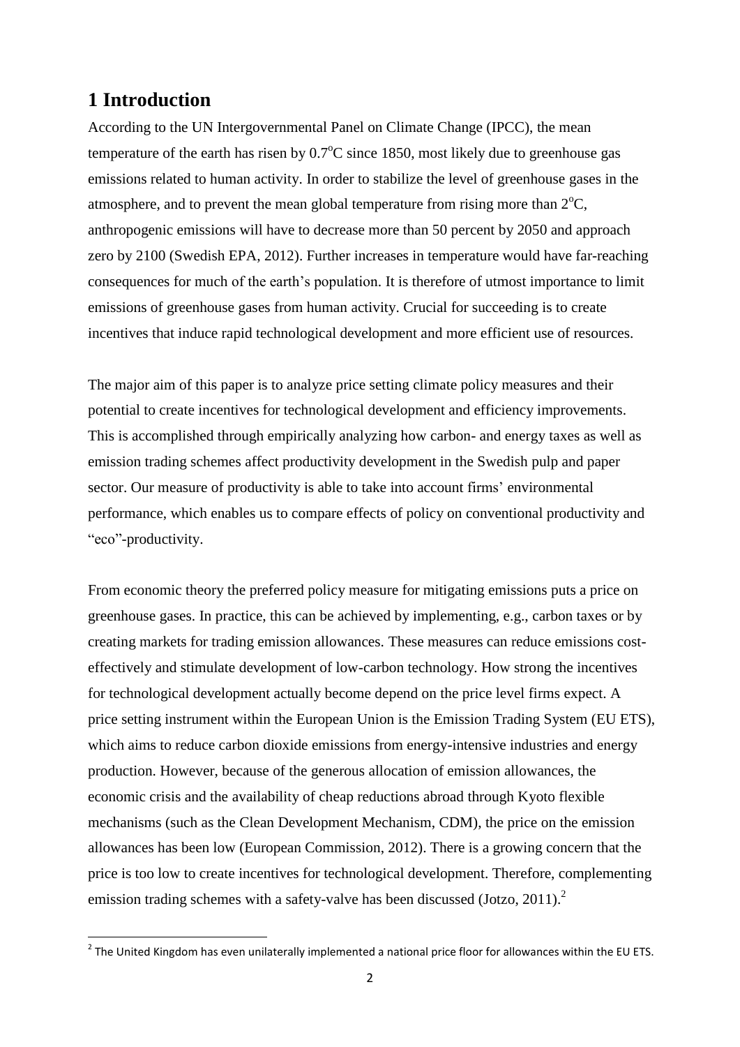# 1 Introduction

According to the UN Intergovernmental Panel on Climate Change (IPCC), the mean temperature of the earth has risen by $0.7^{o}C$ since 1850, most likely due to greenhouse gas emissions related to human activity. In order to stabilize the level of greenhouse gases in the atmosphere, and to prevent the mean global temperature from rising more than $2^{o}C$, anthropogenic emissions will have to decrease more than 50 percent by 2050 and approach zero by 2100 (Swedish EPA, 2012). Further increases in temperature would have far-reaching consequences for much of the earth's population. It is therefore of utmost importance to limit emissions of greenhouse gases from human activity. Crucial for succeeding is to create incentives that induce rapid technological development and more efficient use of resources.

The major aim of this paper is to analyze price setting climate policy measures and their potential to create incentives for technological development and efficiency improvements. This is accomplished through empirically analyzing how carbon- and energy taxes as well as emission trading schemes affect productivity development in the Swedish pulp and paper sector. Our measure of productivity is able to take into account firms' environmental performance, which enables us to compare effects of policy on conventional productivity and "eco"-productivity.

From economic theory the preferred policy measure for mitigating emissions puts a price on greenhouse gases. In practice, this can be achieved by implementing, e.g., carbon taxes or by creating markets for trading emission allowances. These measures can reduce emissions cost-effectively and stimulate development of low-carbon technology. How strong the incentives for technological development actually become depend on the price level firms expect. A price setting instrument within the European Union is the Emission Trading System (EU ETS), which aims to reduce carbon dioxide emissions from energy-intensive industries and energy production. However, because of the generous allocation of emission allowances, the economic crisis and the availability of cheap reductions abroad through Kyoto flexible mechanisms (such as the Clean Development Mechanism, CDM), the price on the emission allowances has been low (European Commission, 2012). There is a growing concern that the price is too low to create incentives for technological development. Therefore, complementing emission trading schemes with a safety-valve has been discussed (Jotzo, 2011).[2]

[2] The United Kingdom has even unilaterally implemented a national price floor for allowances within the EU ETS.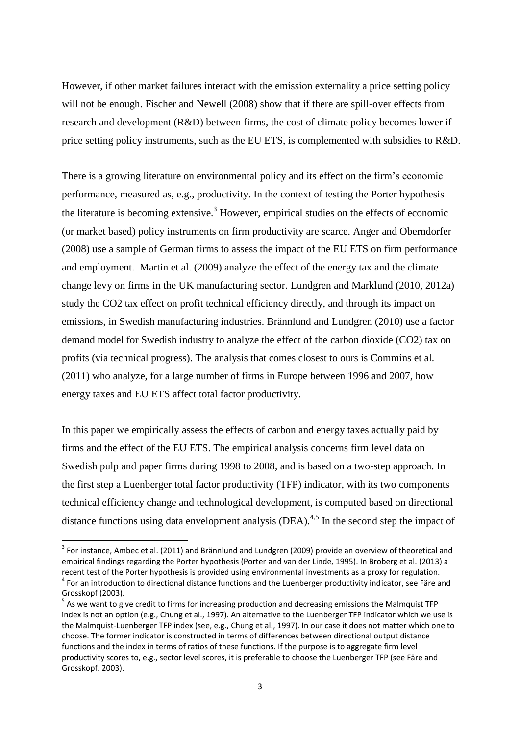However, if other market failures interact with the emission externality a price setting policy will not be enough. Fischer and Newell (2008) show that if there are spill-over effects from research and development (R&D) between firms, the cost of climate policy becomes lower if price setting policy instruments, such as the EU ETS, is complemented with subsidies to R&D.

There is a growing literature on environmental policy and its effect on the firm's economic performance, measured as, e.g., productivity. In the context of testing the Porter hypothesis the literature is becoming extensive.[3] However, empirical studies on the effects of economic (or market based) policy instruments on firm productivity are scarce. Anger and Oberndorfer (2008) use a sample of German firms to assess the impact of the EU ETS on firm performance and employment. Martin et al. (2009) analyze the effect of the energy tax and the climate change levy on firms in the UK manufacturing sector. Lundgren and Marklund (2010, 2012a) study the CO2 tax effect on profit technical efficiency directly, and through its impact on emissions, in Swedish manufacturing industries. Brännlund and Lundgren (2010) use a factor demand model for Swedish industry to analyze the effect of the carbon dioxide (CO2) tax on profits (via technical progress). The analysis that comes closest to ours is Commins et al. (2011) who analyze, for a large number of firms in Europe between 1996 and 2007, how energy taxes and EU ETS affect total factor productivity.

In this paper we empirically assess the effects of carbon and energy taxes actually paid by firms and the effect of the EU ETS. The empirical analysis concerns firm level data on Swedish pulp and paper firms during 1998 to 2008, and is based on a two-step approach. In the first step a Luenberger total factor productivity (TFP) indicator, with its two components technical efficiency change and technological development, is computed based on directional distance functions using data envelopment analysis (DEA).[4,5] In the second step the impact of

[3] For instance, Ambec et al. (2011) and Brännlund and Lundgren (2009) provide an overview of theoretical and empirical findings regarding the Porter hypothesis (Porter and van der Linde, 1995). In Broberg et al. (2013) a recent test of the Porter hypothesis is provided using environmental investments as a proxy for regulation.

[4] For an introduction to directional distance functions and the Luenberger productivity indicator, see Färe and Grosskopf (2003).

[5] As we want to give credit to firms for increasing production and decreasing emissions the Malmquist TFP index is not an option (e.g., Chung et al., 1997). An alternative to the Luenberger TFP indicator which we use is the Malmquist-Luenberger TFP index (see, e.g., Chung et al., 1997). In our case it does not matter which one to choose. The former indicator is constructed in terms of differences between directional output distance functions and the index in terms of ratios of these functions. If the purpose is to aggregate firm level productivity scores to, e.g., sector level scores, it is preferable to choose the Luenberger TFP (see Färe and Grosskopf. 2003).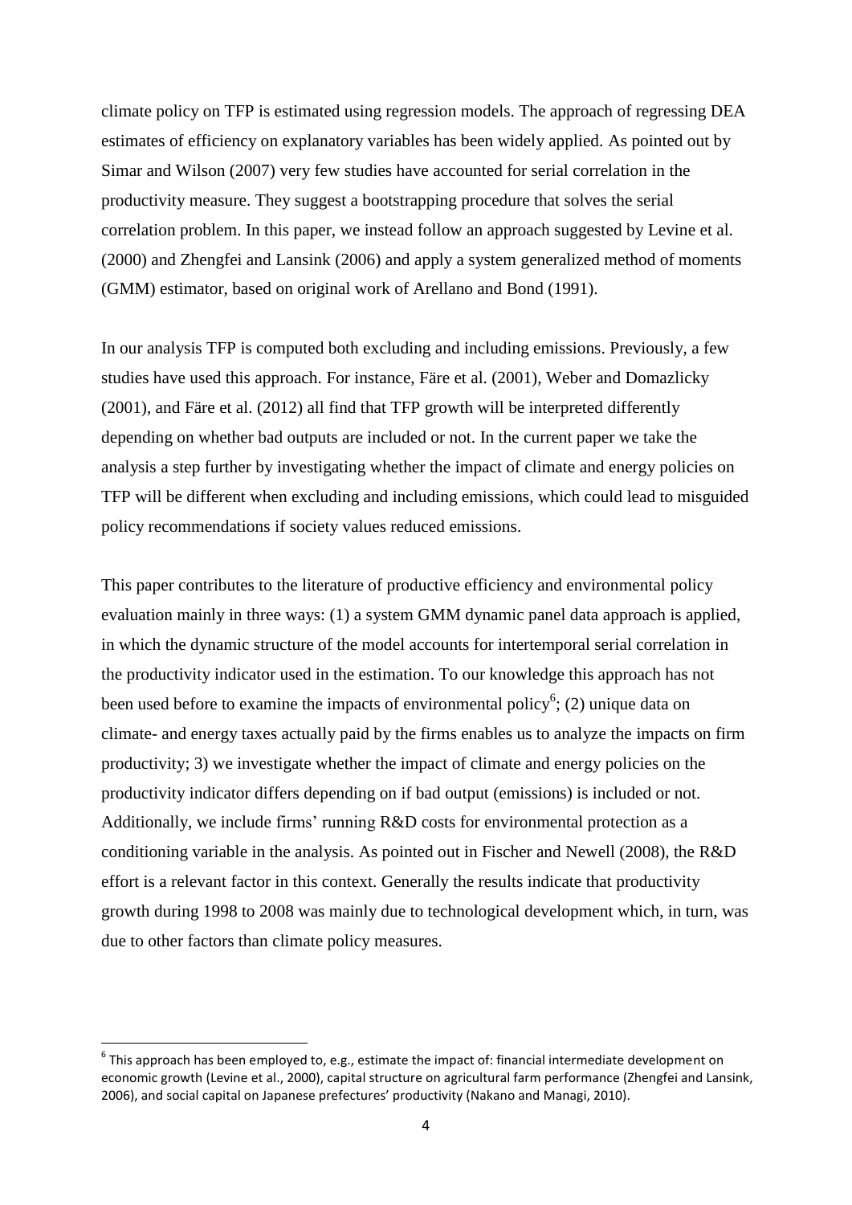climate policy on TFP is estimated using regression models. The approach of regressing DEA estimates of efficiency on explanatory variables has been widely applied. As pointed out by Simar and Wilson (2007) very few studies have accounted for serial correlation in the productivity measure. They suggest a bootstrapping procedure that solves the serial correlation problem. In this paper, we instead follow an approach suggested by Levine et al. (2000) and Zhengfei and Lansink (2006) and apply a system generalized method of moments (GMM) estimator, based on original work of Arellano and Bond (1991).

In our analysis TFP is computed both excluding and including emissions. Previously, a few studies have used this approach. For instance, Färe et al. (2001), Weber and Domazlicky (2001), and Färe et al. (2012) all find that TFP growth will be interpreted differently depending on whether bad outputs are included or not. In the current paper we take the analysis a step further by investigating whether the impact of climate and energy policies on TFP will be different when excluding and including emissions, which could lead to misguided policy recommendations if society values reduced emissions.

This paper contributes to the literature of productive efficiency and environmental policy evaluation mainly in three ways: (1) a system GMM dynamic panel data approach is applied, in which the dynamic structure of the model accounts for intertemporal serial correlation in the productivity indicator used in the estimation. To our knowledge this approach has not been used before to examine the impacts of environmental policy[6]; (2) unique data on climate- and energy taxes actually paid by the firms enables us to analyze the impacts on firm productivity; 3) we investigate whether the impact of climate and energy policies on the productivity indicator differs depending on if bad output (emissions) is included or not. Additionally, we include firms' running R&D costs for environmental protection as a conditioning variable in the analysis. As pointed out in Fischer and Newell (2008), the R&D effort is a relevant factor in this context. Generally the results indicate that productivity growth during 1998 to 2008 was mainly due to technological development which, in turn, was due to other factors than climate policy measures.

[6] This approach has been employed to, e.g., estimate the impact of: financial intermediate development on economic growth (Levine et al., 2000), capital structure on agricultural farm performance (Zhengfei and Lansink, 2006), and social capital on Japanese prefectures' productivity (Nakano and Managi, 2010).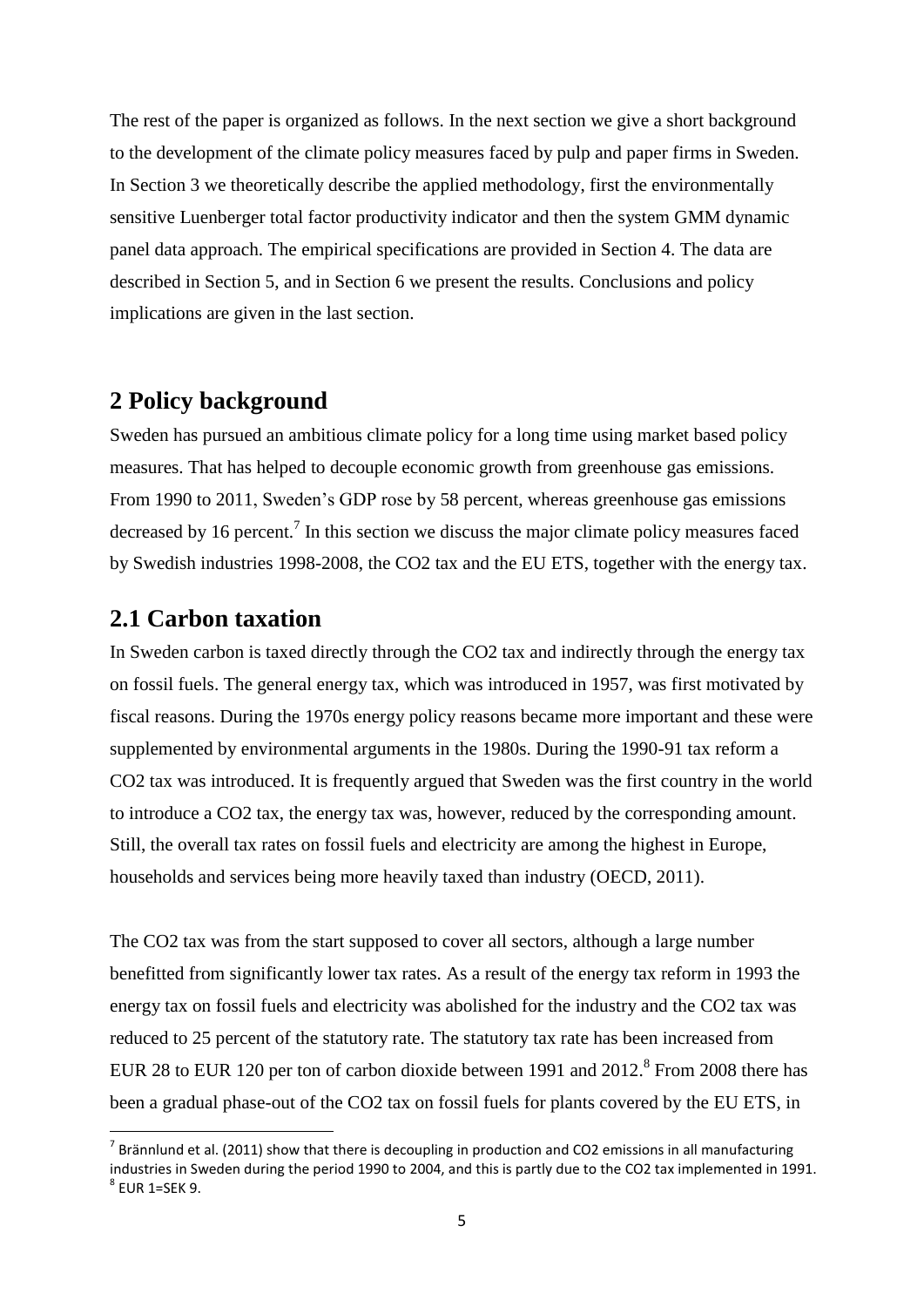The rest of the paper is organized as follows. In the next section we give a short background to the development of the climate policy measures faced by pulp and paper firms in Sweden. In Section 3 we theoretically describe the applied methodology, first the environmentally sensitive Luenberger total factor productivity indicator and then the system GMM dynamic panel data approach. The empirical specifications are provided in Section 4. The data are described in Section 5, and in Section 6 we present the results. Conclusions and policy implications are given in the last section.

## 2 Policy background

Sweden has pursued an ambitious climate policy for a long time using market based policy measures. That has helped to decouple economic growth from greenhouse gas emissions. From 1990 to 2011, Sweden's GDP rose by 58 percent, whereas greenhouse gas emissions decreased by 16 percent.[7] In this section we discuss the major climate policy measures faced by Swedish industries 1998-2008, the CO2 tax and the EU ETS, together with the energy tax.

## 2.1 Carbon taxation

In Sweden carbon is taxed directly through the CO2 tax and indirectly through the energy tax on fossil fuels. The general energy tax, which was introduced in 1957, was first motivated by fiscal reasons. During the 1970s energy policy reasons became more important and these were supplemented by environmental arguments in the 1980s. During the 1990-91 tax reform a CO2 tax was introduced. It is frequently argued that Sweden was the first country in the world to introduce a CO2 tax, the energy tax was, however, reduced by the corresponding amount. Still, the overall tax rates on fossil fuels and electricity are among the highest in Europe, households and services being more heavily taxed than industry (OECD, 2011).

The CO2 tax was from the start supposed to cover all sectors, although a large number benefitted from significantly lower tax rates. As a result of the energy tax reform in 1993 the energy tax on fossil fuels and electricity was abolished for the industry and the CO2 tax was reduced to 25 percent of the statutory rate. The statutory tax rate has been increased from EUR 28 to EUR 120 per ton of carbon dioxide between 1991 and 2012.[8] From 2008 there has been a gradual phase-out of the CO2 tax on fossil fuels for plants covered by the EU ETS, in

[7] Brännlund et al. (2011) show that there is decoupling in production and CO2 emissions in all manufacturing industries in Sweden during the period 1990 to 2004, and this is partly due to the CO2 tax implemented in 1991.

[8] EUR 1=SEK 9.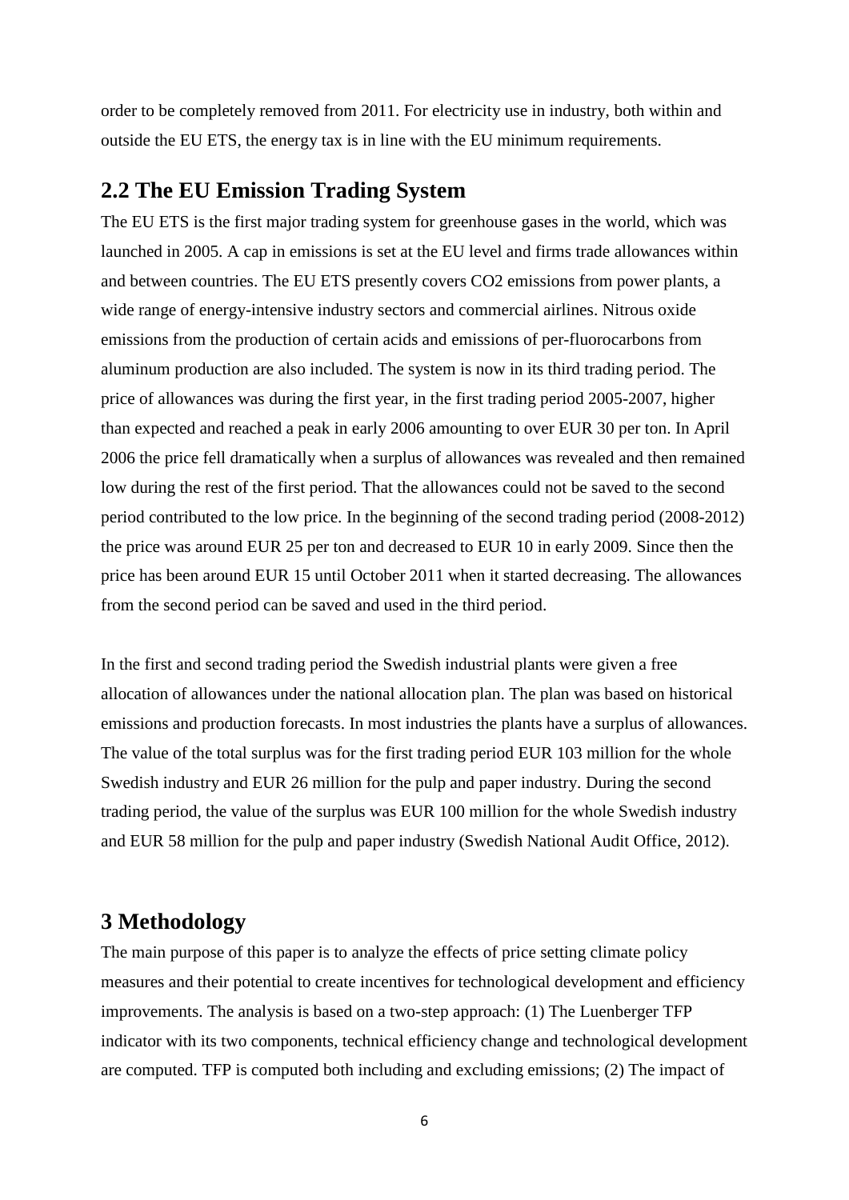order to be completely removed from 2011. For electricity use in industry, both within and outside the EU ETS, the energy tax is in line with the EU minimum requirements.

## 2.2 The EU Emission Trading System

The EU ETS is the first major trading system for greenhouse gases in the world, which was launched in 2005. A cap in emissions is set at the EU level and firms trade allowances within and between countries. The EU ETS presently covers $CO_2$ emissions from power plants, a wide range of energy-intensive industry sectors and commercial airlines. Nitrous oxide emissions from the production of certain acids and emissions of per-fluorocarbons from aluminum production are also included. The system is now in its third trading period. The price of allowances was during the first year, in the first trading period 2005-2007, higher than expected and reached a peak in early 2006 amounting to over EUR 30 per ton. In April 2006 the price fell dramatically when a surplus of allowances was revealed and then remained low during the rest of the first period. That the allowances could not be saved to the second period contributed to the low price. In the beginning of the second trading period (2008-2012) the price was around EUR 25 per ton and decreased to EUR 10 in early 2009. Since then the price has been around EUR 15 until October 2011 when it started decreasing. The allowances from the second period can be saved and used in the third period.

In the first and second trading period the Swedish industrial plants were given a free allocation of allowances under the national allocation plan. The plan was based on historical emissions and production forecasts. In most industries the plants have a surplus of allowances. The value of the total surplus was for the first trading period EUR 103 million for the whole Swedish industry and EUR 26 million for the pulp and paper industry. During the second trading period, the value of the surplus was EUR 100 million for the whole Swedish industry and EUR 58 million for the pulp and paper industry (Swedish National Audit Office, 2012).

# 3 Methodology

The main purpose of this paper is to analyze the effects of price setting climate policy measures and their potential to create incentives for technological development and efficiency improvements. The analysis is based on a two-step approach: (1) The Luenberger TFP indicator with its two components, technical efficiency change and technological development are computed. TFP is computed both including and excluding emissions; (2) The impact of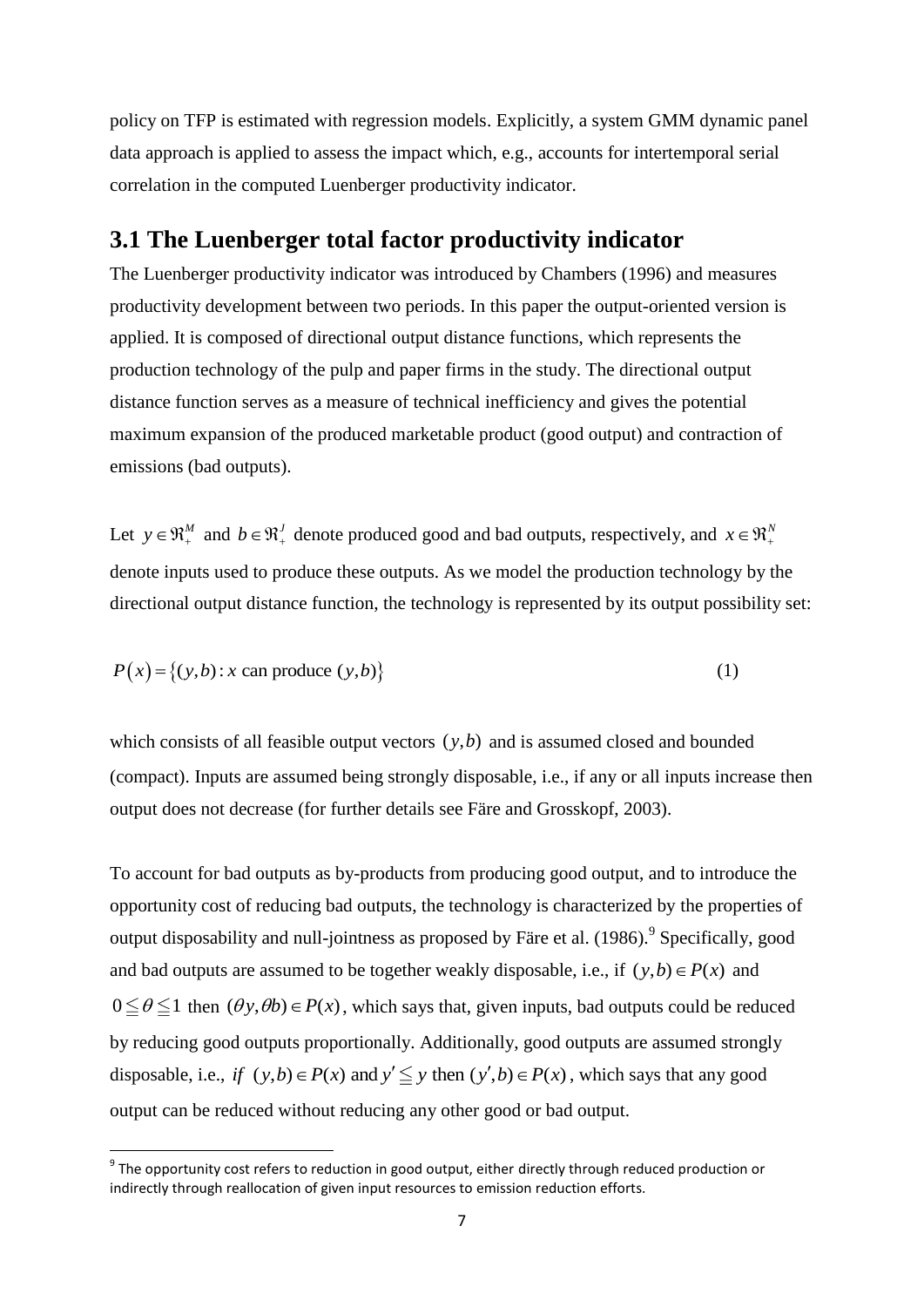policy on TFP is estimated with regression models. Explicitly, a system GMM dynamic panel data approach is applied to assess the impact which, e.g., accounts for intertemporal serial correlation in the computed Luenberger productivity indicator.

## 3.1 The Luenberger total factor productivity indicator

The Luenberger productivity indicator was introduced by Chambers (1996) and measures productivity development between two periods. In this paper the output-oriented version is applied. It is composed of directional output distance functions, which represents the production technology of the pulp and paper firms in the study. The directional output distance function serves as a measure of technical inefficiency and gives the potential maximum expansion of the produced marketable product (good output) and contraction of emissions (bad outputs).

Let $y \in \Re_+^M$ and $b \in \Re_+^J$ denote produced good and bad outputs, respectively, and $x \in \Re_+^N$ denote inputs used to produce these outputs. As we model the production technology by the directional output distance function, the technology is represented by its output possibility set:

$$P(x) = \{(y,b) : x \text{ can produce } (y,b)\} \tag{1}$$

which consists of all feasible output vectors $(y,b)$ and is assumed closed and bounded (compact). Inputs are assumed being strongly disposable, i.e., if any or all inputs increase then output does not decrease (for further details see Färe and Grosskopf, 2003).

To account for bad outputs as by-products from producing good output, and to introduce the opportunity cost of reducing bad outputs, the technology is characterized by the properties of output disposability and null-jointness as proposed by Färe et al. (1986).[9] Specifically, good and bad outputs are assumed to be together weakly disposable, i.e., if $(y,b) \in P(x)$ and $0 \leqq \theta \leqq 1$ then $(\theta y, \theta b) \in P(x)$, which says that, given inputs, bad outputs could be reduced by reducing good outputs proportionally. Additionally, good outputs are assumed strongly disposable, i.e., *if* $(y,b) \in P(x)$ and $y' \leqq y$ then $(y',b) \in P(x)$, which says that any good output can be reduced without reducing any other good or bad output.

[9] The opportunity cost refers to reduction in good output, either directly through reduced production or indirectly through reallocation of given input resources to emission reduction efforts.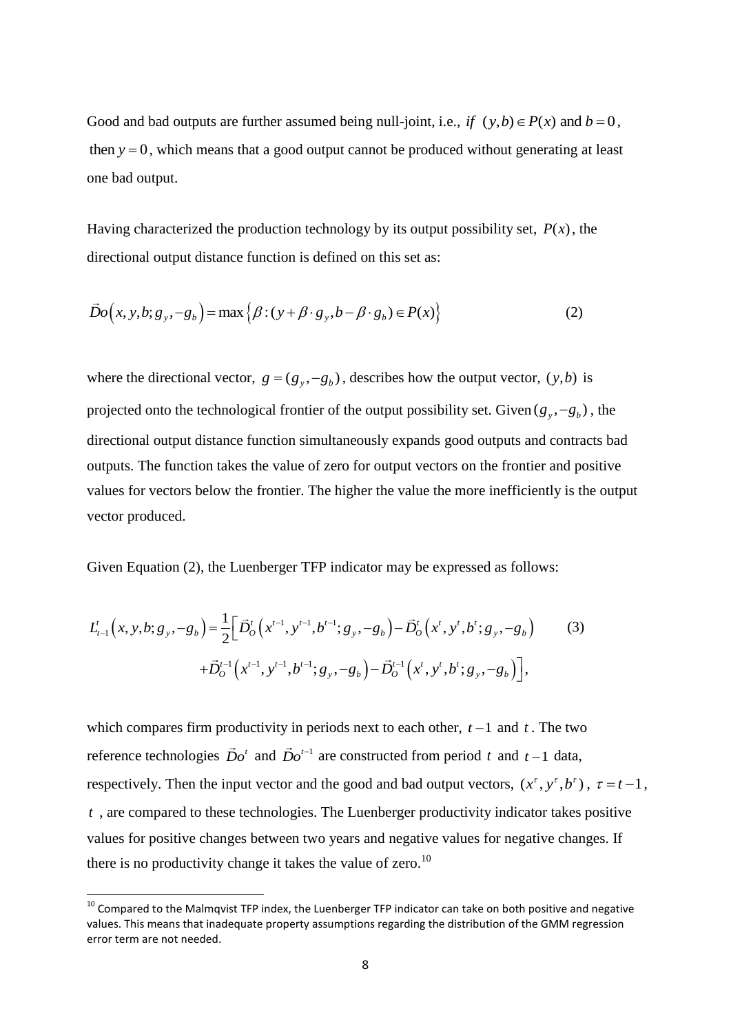Good and bad outputs are further assumed being null-joint, i.e., *if* $(y,b) \in P(x)$ and $b = 0$, then $y = 0$, which means that a good output cannot be produced without generating at least one bad output.

Having characterized the production technology by its output possibility set, $P(x)$, the directional output distance function is defined on this set as:

$$\vec{D}o\left(x, y, b; g_y, -g_b\right) = \max\left\{\beta : (y + \beta \cdot g_y, b - \beta \cdot g_b) \in P(x)\right\} \tag{2}$$

where the directional vector, $g = (g_y, -g_b)$, describes how the output vector, $(y,b)$ is projected onto the technological frontier of the output possibility set. Given $(g_y, -g_b)$, the directional output distance function simultaneously expands good outputs and contracts bad outputs. The function takes the value of zero for output vectors on the frontier and positive values for vectors below the frontier. The higher the value the more inefficiently is the output vector produced.

Given Equation (2), the Luenberger TFP indicator may be expressed as follows:

$$\begin{aligned} L_{t-1}^{t}\left(x, y, b; g_y, -g_b\right) = \frac{1}{2}\Big[ & \vec{D}_O^t\left(x^{t-1}, y^{t-1}, b^{t-1}; g_y, -g_b\right) - \vec{D}_O^t\left(x^t, y^t, b^t; g_y, -g_b\right) \\ & + \vec{D}_O^{t-1}\left(x^{t-1}, y^{t-1}, b^{t-1}; g_y, -g_b\right) - \vec{D}_O^{t-1}\left(x^t, y^t, b^t; g_y, -g_b\right)\Big], \end{aligned} \tag{3}$$

which compares firm productivity in periods next to each other, $t-1$ and $t$. The two reference technologies $\vec{D}o^t$ and $\vec{D}o^{t-1}$ are constructed from period $t$ and $t-1$ data, respectively. Then the input vector and the good and bad output vectors, $(x^\tau, y^\tau, b^\tau)$, $\tau = t-1$, $t$, are compared to these technologies. The Luenberger productivity indicator takes positive values for positive changes between two years and negative values for negative changes. If there is no productivity change it takes the value of zero.[10]

[10] Compared to the Malmqvist TFP index, the Luenberger TFP indicator can take on both positive and negative values. This means that inadequate property assumptions regarding the distribution of the GMM regression error term are not needed.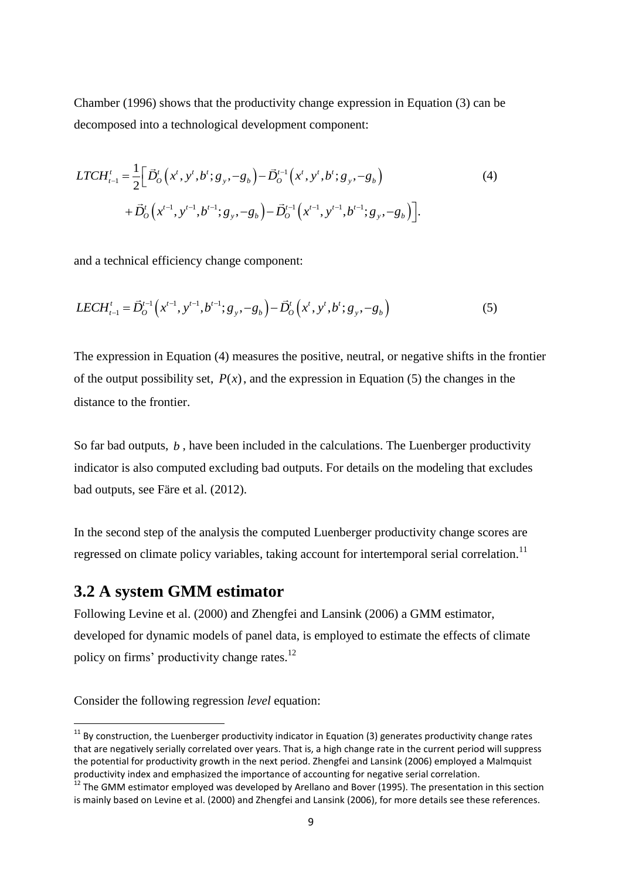Chamber (1996) shows that the productivity change expression in Equation (3) can be decomposed into a technological development component:

$$LTCH_{t-1}^{t} = \frac{1}{2}\Big[ \vec{D}_O^{t}\left(x^{t}, y^{t}, b^{t}; g_y, -g_b\right) - \vec{D}_O^{t-1}\left(x^{t}, y^{t}, b^{t}; g_y, -g_b\right) + \vec{D}_O^{t}\left(x^{t-1}, y^{t-1}, b^{t-1}; g_y, -g_b\right) - \vec{D}_O^{t-1}\left(x^{t-1}, y^{t-1}, b^{t-1}; g_y, -g_b\right) \Big]. \tag{4}$$

and a technical efficiency change component:

$$LECH_{t-1}^{t} = \vec{D}_O^{t-1}\left(x^{t-1}, y^{t-1}, b^{t-1}; g_y, -g_b\right) - \vec{D}_O^{t}\left(x^{t}, y^{t}, b^{t}; g_y, -g_b\right) \tag{5}$$

The expression in Equation (4) measures the positive, neutral, or negative shifts in the frontier of the output possibility set, $P(x)$, and the expression in Equation (5) the changes in the distance to the frontier.

So far bad outputs, $b$, have been included in the calculations. The Luenberger productivity indicator is also computed excluding bad outputs. For details on the modeling that excludes bad outputs, see Färe et al. (2012).

In the second step of the analysis the computed Luenberger productivity change scores are regressed on climate policy variables, taking account for intertemporal serial correlation.[11]

## 3.2 A system GMM estimator

Following Levine et al. (2000) and Zhengfei and Lansink (2006) a GMM estimator, developed for dynamic models of panel data, is employed to estimate the effects of climate policy on firms' productivity change rates.[12]

Consider the following regression *level* equation:

[11] By construction, the Luenberger productivity indicator in Equation (3) generates productivity change rates that are negatively serially correlated over years. That is, a high change rate in the current period will suppress the potential for productivity growth in the next period. Zhengfei and Lansink (2006) employed a Malmquist productivity index and emphasized the importance of accounting for negative serial correlation.

[12] The GMM estimator employed was developed by Arellano and Bover (1995). The presentation in this section is mainly based on Levine et al. (2000) and Zhengfei and Lansink (2006), for more details see these references.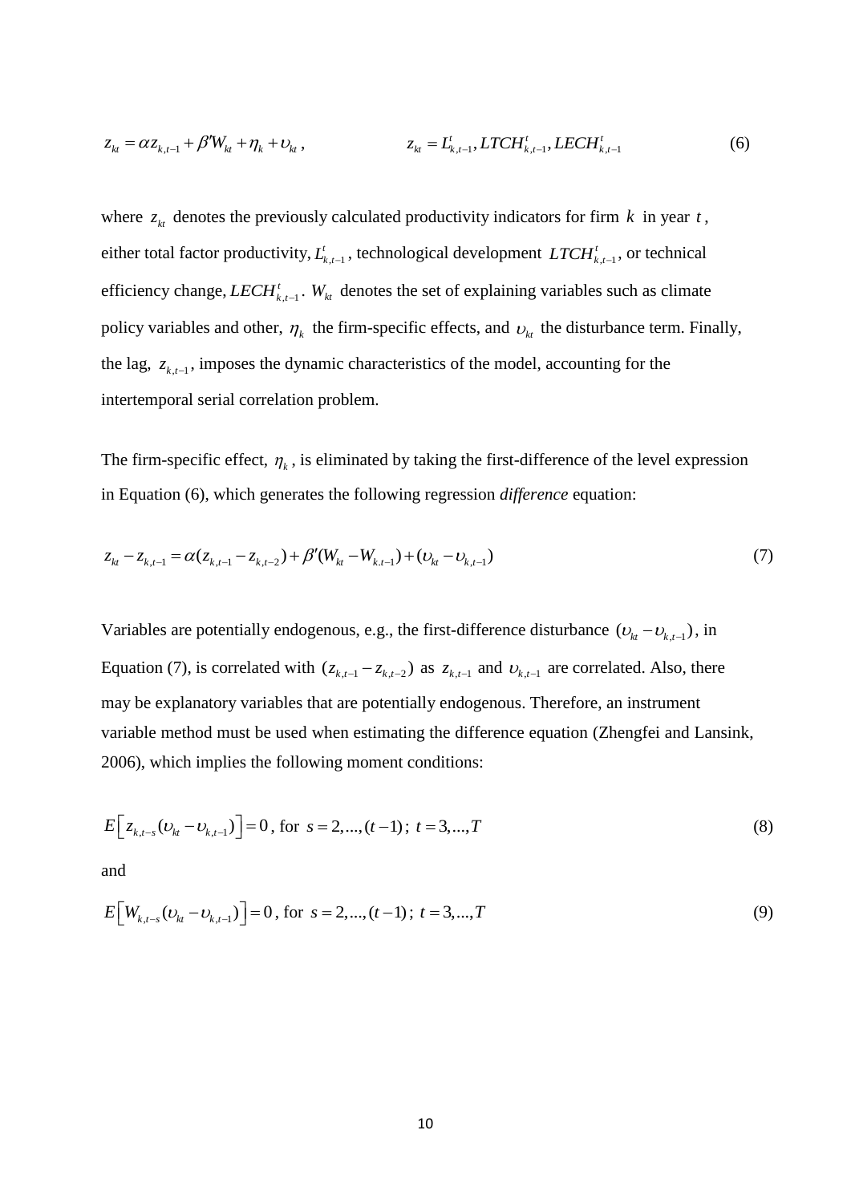$$z_{kt} = \alpha z_{k,t-1} + \beta' W_{kt} + \eta_k + \upsilon_{kt}, \qquad z_{kt} = L^t_{k,t-1}, LTCH^t_{k,t-1}, LECH^t_{k,t-1} \tag{6}$$

where $z_{kt}$ denotes the previously calculated productivity indicators for firm $k$ in year $t$, either total factor productivity, $L^t_{k,t-1}$, technological development $LTCH^t_{k,t-1}$, or technical efficiency change, $LECH^t_{k,t-1}$. $W_{kt}$ denotes the set of explaining variables such as climate policy variables and other, $\eta_k$ the firm-specific effects, and $\upsilon_{kt}$ the disturbance term. Finally, the lag, $z_{k,t-1}$, imposes the dynamic characteristics of the model, accounting for the intertemporal serial correlation problem.

The firm-specific effect, $\eta_k$, is eliminated by taking the first-difference of the level expression in Equation (6), which generates the following regression *difference* equation:

$$z_{kt} - z_{k,t-1} = \alpha(z_{k,t-1} - z_{k,t-2}) + \beta'(W_{kt} - W_{k.t-1}) + (\upsilon_{kt} - \upsilon_{k,t-1}) \tag{7}$$

Variables are potentially endogenous, e.g., the first-difference disturbance $(\upsilon_{kt} - \upsilon_{k,t-1})$, in Equation (7), is correlated with $(z_{k,t-1} - z_{k,t-2})$ as $z_{k,t-1}$ and $\upsilon_{k,t-1}$ are correlated. Also, there may be explanatory variables that are potentially endogenous. Therefore, an instrument variable method must be used when estimating the difference equation (Zhengfei and Lansink, 2006), which implies the following moment conditions:

$$E\left[z_{k,t-s}(\upsilon_{kt} - \upsilon_{k,t-1})\right] = 0, \text{ for } s = 2,...,(t-1);\ t = 3,...,T \tag{8}$$

and

$$E\left[W_{k,t-s}(\upsilon_{kt} - \upsilon_{k,t-1})\right] = 0, \text{ for } s = 2,...,(t-1);\ t = 3,...,T \tag{9}$$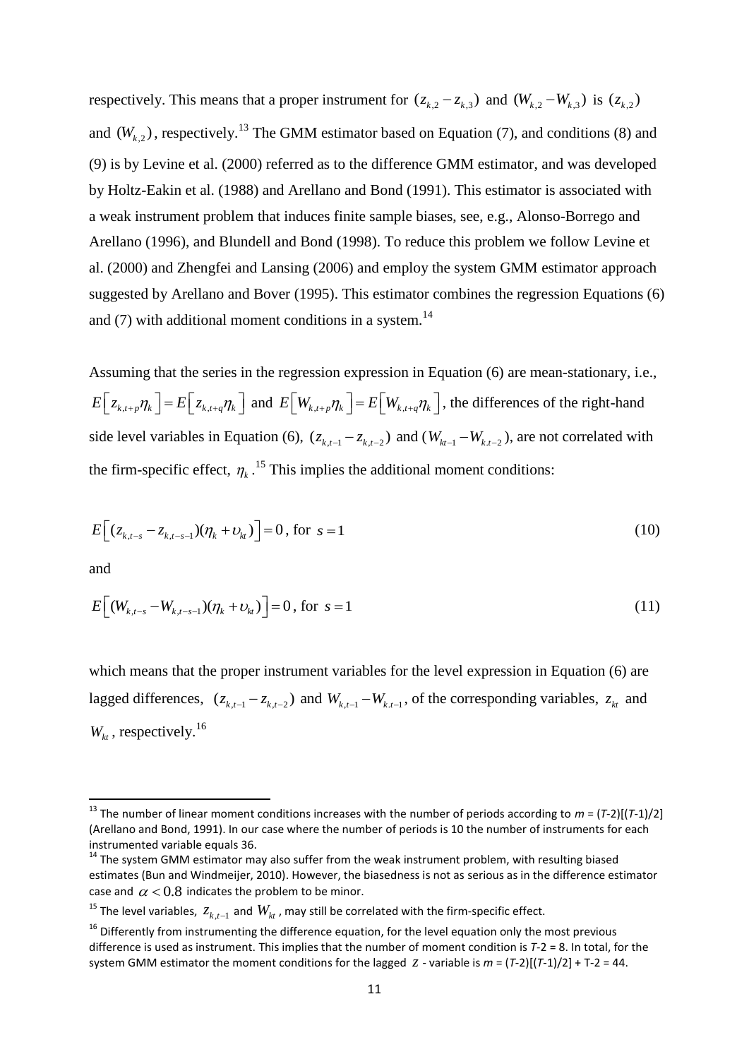respectively. This means that a proper instrument for $(z_{k,2} - z_{k,3})$ and $(W_{k,2} - W_{k,3})$ is $(z_{k,2})$ and $(W_{k,2})$, respectively.[13] The GMM estimator based on Equation (7), and conditions (8) and (9) is by Levine et al. (2000) referred as to the difference GMM estimator, and was developed by Holtz-Eakin et al. (1988) and Arellano and Bond (1991). This estimator is associated with a weak instrument problem that induces finite sample biases, see, e.g., Alonso-Borrego and Arellano (1996), and Blundell and Bond (1998). To reduce this problem we follow Levine et al. (2000) and Zhengfei and Lansing (2006) and employ the system GMM estimator approach suggested by Arellano and Bover (1995). This estimator combines the regression Equations (6) and (7) with additional moment conditions in a system.[14]

Assuming that the series in the regression expression in Equation (6) are mean-stationary, i.e., $E\left[z_{k,t+p}\eta_k\right] = E\left[z_{k,t+q}\eta_k\right]$ and $E\left[W_{k,t+p}\eta_k\right] = E\left[W_{k,t+q}\eta_k\right]$, the differences of the right-hand side level variables in Equation (6), $(z_{k,t-1} - z_{k,t-2})$ and $(W_{kt-1} - W_{k.t-2})$, are not correlated with the firm-specific effect, $\eta_k$.[15] This implies the additional moment conditions:

$$E\left[(z_{k,t-s} - z_{k,t-s-1})(\eta_k + \upsilon_{kt})\right] = 0 \text{, for } s = 1 \tag{10}$$

and

$$E\left[(W_{k,t-s} - W_{k,t-s-1})(\eta_k + \upsilon_{kt})\right] = 0 \text{, for } s = 1 \tag{11}$$

which means that the proper instrument variables for the level expression in Equation (6) are lagged differences, $(z_{k,t-1} - z_{k,t-2})$ and $W_{k,t-1} - W_{k.t-1}$, of the corresponding variables, $z_{kt}$ and $W_{kt}$, respectively.[16]

---

[13] The number of linear moment conditions increases with the number of periods according to $m = (T\text{-}2)[(T\text{-}1)/2]$ (Arellano and Bond, 1991). In our case where the number of periods is 10 the number of instruments for each instrumented variable equals 36.

[14] The system GMM estimator may also suffer from the weak instrument problem, with resulting biased estimates (Bun and Windmeijer, 2010). However, the biasedness is not as serious as in the difference estimator case and $\alpha < 0.8$ indicates the problem to be minor.

[15] The level variables, $z_{k,t-1}$ and $W_{kt}$, may still be correlated with the firm-specific effect.

[16] Differently from instrumenting the difference equation, for the level equation only the most previous difference is used as instrument. This implies that the number of moment condition is $T\text{-}2 = 8$. In total, for the system GMM estimator the moment conditions for the lagged $z$ - variable is $m = (T\text{-}2)[(T\text{-}1)/2] + T\text{-}2 = 44$.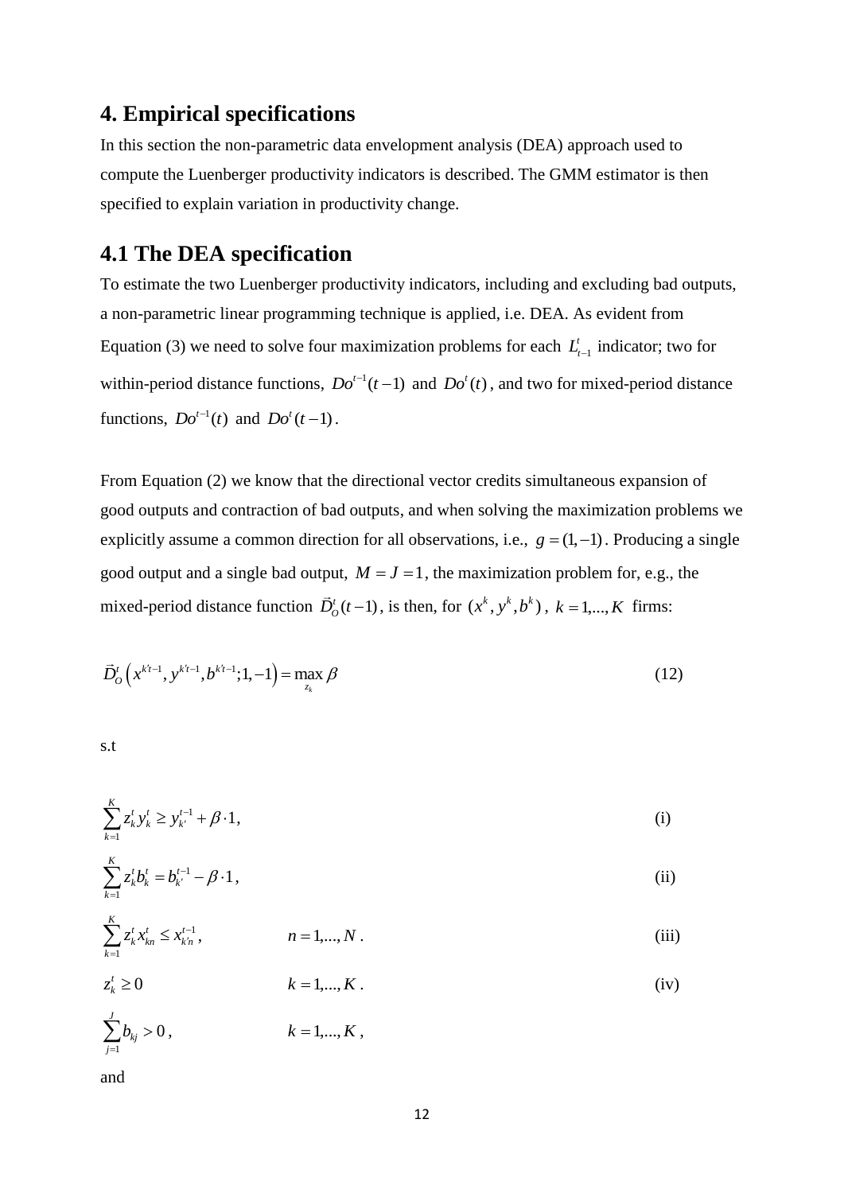## 4. Empirical specifications

In this section the non-parametric data envelopment analysis (DEA) approach used to compute the Luenberger productivity indicators is described. The GMM estimator is then specified to explain variation in productivity change.

## 4.1 The DEA specification

To estimate the two Luenberger productivity indicators, including and excluding bad outputs, a non-parametric linear programming technique is applied, i.e. DEA. As evident from Equation (3) we need to solve four maximization problems for each $L_{t-1}^{t}$ indicator; two for within-period distance functions, $Do^{t-1}(t-1)$ and $Do^{t}(t)$, and two for mixed-period distance functions, $Do^{t-1}(t)$ and $Do^{t}(t-1)$.

From Equation (2) we know that the directional vector credits simultaneous expansion of good outputs and contraction of bad outputs, and when solving the maximization problems we explicitly assume a common direction for all observations, i.e., $g=(1,-1)$. Producing a single good output and a single bad output, $M=J=1$, the maximization problem for, e.g., the mixed-period distance function $\vec{D}_{O}^{t}(t-1)$, is then, for $(x^{k},y^{k},b^{k})$, $k=1,...,K$ firms:

$$\vec{D}_{O}^{t}\left(x^{k't-1},y^{k't-1},b^{k't-1};1,-1\right)=\max_{z_k}\beta \tag{12}$$

s.t

$$\sum_{k=1}^{K} z_{k}^{t} y_{k}^{t} \geq y_{k'}^{t-1}+\beta \cdot 1, \tag{i}$$

$$\sum_{k=1}^{K} z_{k}^{t} b_{k}^{t} = b_{k'}^{t-1}-\beta \cdot 1, \tag{ii}$$

$$\sum_{k=1}^{K} z_{k}^{t} x_{kn}^{t} \leq x_{k'n}^{t-1}, \qquad n=1,...,N. \tag{iii}$$

$$z_{k}^{t} \geq 0 \qquad k=1,...,K. \tag{iv}$$

$$\sum_{j=1}^{J} b_{kj} > 0, \qquad k=1,...,K,$$

and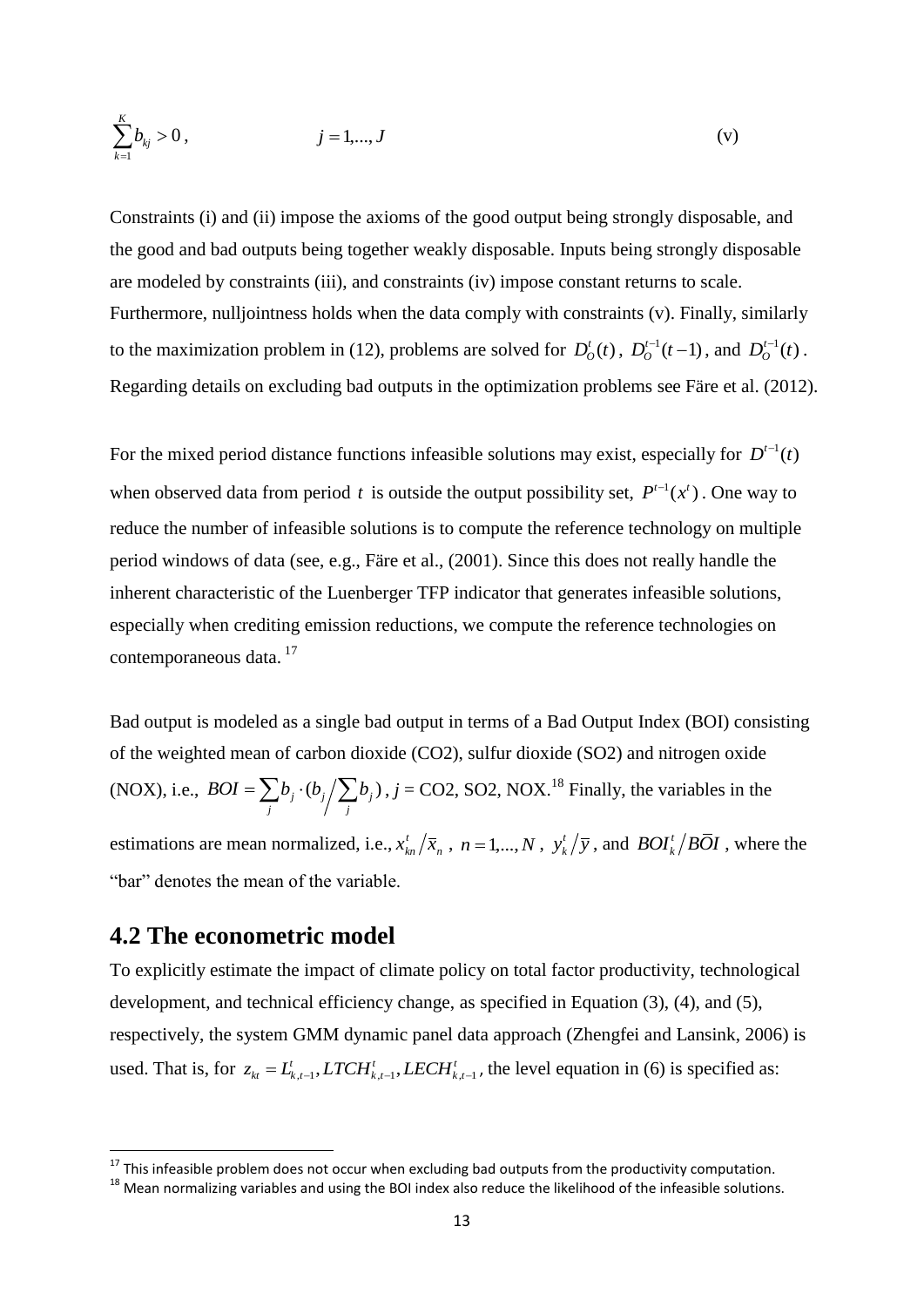$$\sum_{k=1}^{K} b_{kj} > 0, \qquad\qquad j = 1,..., J \qquad\qquad \text{(v)}$$

Constraints (i) and (ii) impose the axioms of the good output being strongly disposable, and the good and bad outputs being together weakly disposable. Inputs being strongly disposable are modeled by constraints (iii), and constraints (iv) impose constant returns to scale. Furthermore, nulljointness holds when the data comply with constraints (v). Finally, similarly to the maximization problem in (12), problems are solved for $D_O^t(t)$, $D_O^{t-1}(t-1)$, and $D_O^{t-1}(t)$. Regarding details on excluding bad outputs in the optimization problems see Färe et al. (2012).

For the mixed period distance functions infeasible solutions may exist, especially for $D^{t-1}(t)$ when observed data from period $t$ is outside the output possibility set, $P^{t-1}(x^t)$. One way to reduce the number of infeasible solutions is to compute the reference technology on multiple period windows of data (see, e.g., Färe et al., (2001). Since this does not really handle the inherent characteristic of the Luenberger TFP indicator that generates infeasible solutions, especially when crediting emission reductions, we compute the reference technologies on contemporaneous data. [17]

Bad output is modeled as a single bad output in terms of a Bad Output Index (BOI) consisting of the weighted mean of carbon dioxide (CO2), sulfur dioxide (SO2) and nitrogen oxide (NOX), i.e., $BOI = \sum_j b_j \cdot (b_j \big/ \sum_j b_j)$, $j$ = CO2, SO2, NOX.[18] Finally, the variables in the estimations are mean normalized, i.e., $x_{kn}^t / \bar{x}_n$, $n = 1,..., N$, $y_k^t / \bar{y}$, and $BOI_k^t / B\bar{O}I$, where the "bar" denotes the mean of the variable.

## 4.2 The econometric model

To explicitly estimate the impact of climate policy on total factor productivity, technological development, and technical efficiency change, as specified in Equation (3), (4), and (5), respectively, the system GMM dynamic panel data approach (Zhengfei and Lansink, 2006) is used. That is, for $z_{kt} = L_{k,t-1}^t, LTCH_{k,t-1}^t, LECH_{k,t-1}^t$, the level equation in (6) is specified as:

---

[17] This infeasible problem does not occur when excluding bad outputs from the productivity computation.

[18] Mean normalizing variables and using the BOI index also reduce the likelihood of the infeasible solutions.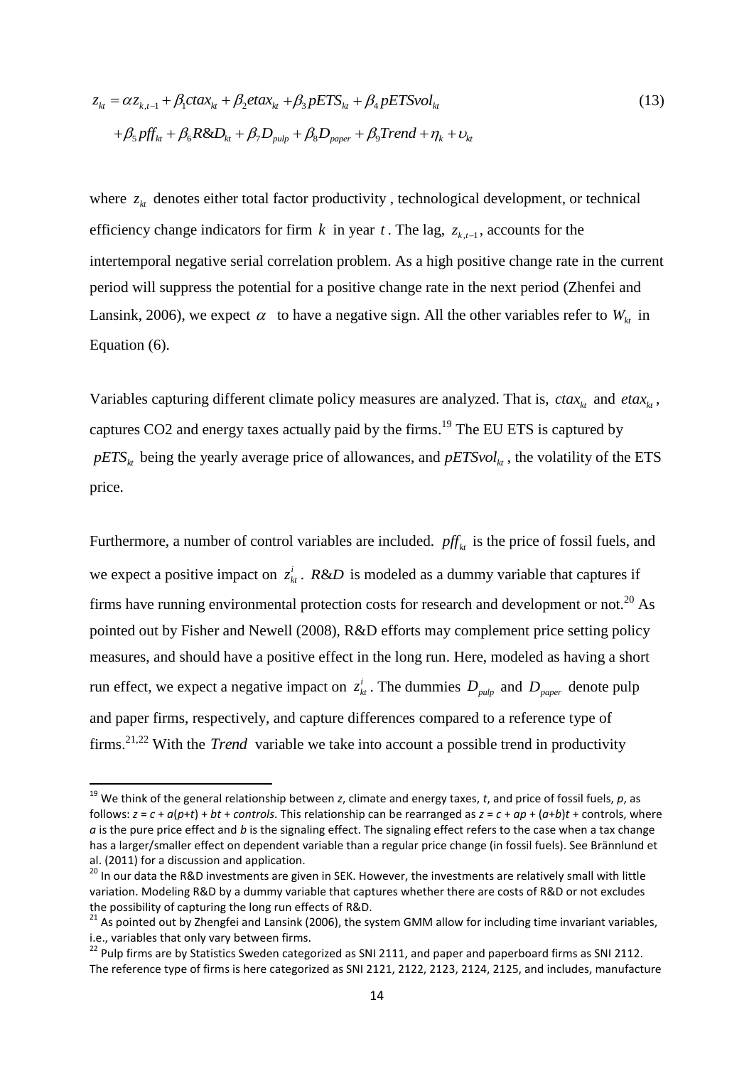$$z_{kt} = \alpha z_{k,t-1} + \beta_1 ctax_{kt} + \beta_2 etax_{kt} + \beta_3 pETS_{kt} + \beta_4 pETSvol_{kt} \tag{13}$$
$$+ \beta_5 pff_{kt} + \beta_6 R\&D_{kt} + \beta_7 D_{pulp} + \beta_8 D_{paper} + \beta_9 Trend + \eta_k + \upsilon_{kt}$$

where $z_{kt}$ denotes either total factor productivity , technological development, or technical efficiency change indicators for firm $k$ in year $t$. The lag, $z_{k,t-1}$, accounts for the intertemporal negative serial correlation problem. As a high positive change rate in the current period will suppress the potential for a positive change rate in the next period (Zhenfei and Lansink, 2006), we expect $\alpha$ to have a negative sign. All the other variables refer to $W_{kt}$ in Equation (6).

Variables capturing different climate policy measures are analyzed. That is, $ctax_{kt}$ and $etax_{kt}$, captures CO2 and energy taxes actually paid by the firms.[19] The EU ETS is captured by $pETS_{kt}$ being the yearly average price of allowances, and $pETSvol_{kt}$, the volatility of the ETS price.

Furthermore, a number of control variables are included. $pff_{kt}$ is the price of fossil fuels, and we expect a positive impact on $z^i_{kt}$. $R\&D$ is modeled as a dummy variable that captures if firms have running environmental protection costs for research and development or not.[20] As pointed out by Fisher and Newell (2008), R&D efforts may complement price setting policy measures, and should have a positive effect in the long run. Here, modeled as having a short run effect, we expect a negative impact on $z^i_{kt}$. The dummies $D_{pulp}$ and $D_{paper}$ denote pulp and paper firms, respectively, and capture differences compared to a reference type of firms.[21,22] With the *Trend* variable we take into account a possible trend in productivity

[19] We think of the general relationship between *z*, climate and energy taxes, *t*, and price of fossil fuels, *p*, as follows: *z* = *c* + *a*(*p*+*t*) + *bt* + *controls*. This relationship can be rearranged as *z* = *c* + *ap* + (*a*+*b*)*t* + controls, where *a* is the pure price effect and *b* is the signaling effect. The signaling effect refers to the case when a tax change has a larger/smaller effect on dependent variable than a regular price change (in fossil fuels). See Brännlund et al. (2011) for a discussion and application.

[20] In our data the R&D investments are given in SEK. However, the investments are relatively small with little variation. Modeling R&D by a dummy variable that captures whether there are costs of R&D or not excludes the possibility of capturing the long run effects of R&D.

[21] As pointed out by Zhengfei and Lansink (2006), the system GMM allow for including time invariant variables, i.e., variables that only vary between firms.

[22] Pulp firms are by Statistics Sweden categorized as SNI 2111, and paper and paperboard firms as SNI 2112. The reference type of firms is here categorized as SNI 2121, 2122, 2123, 2124, 2125, and includes, manufacture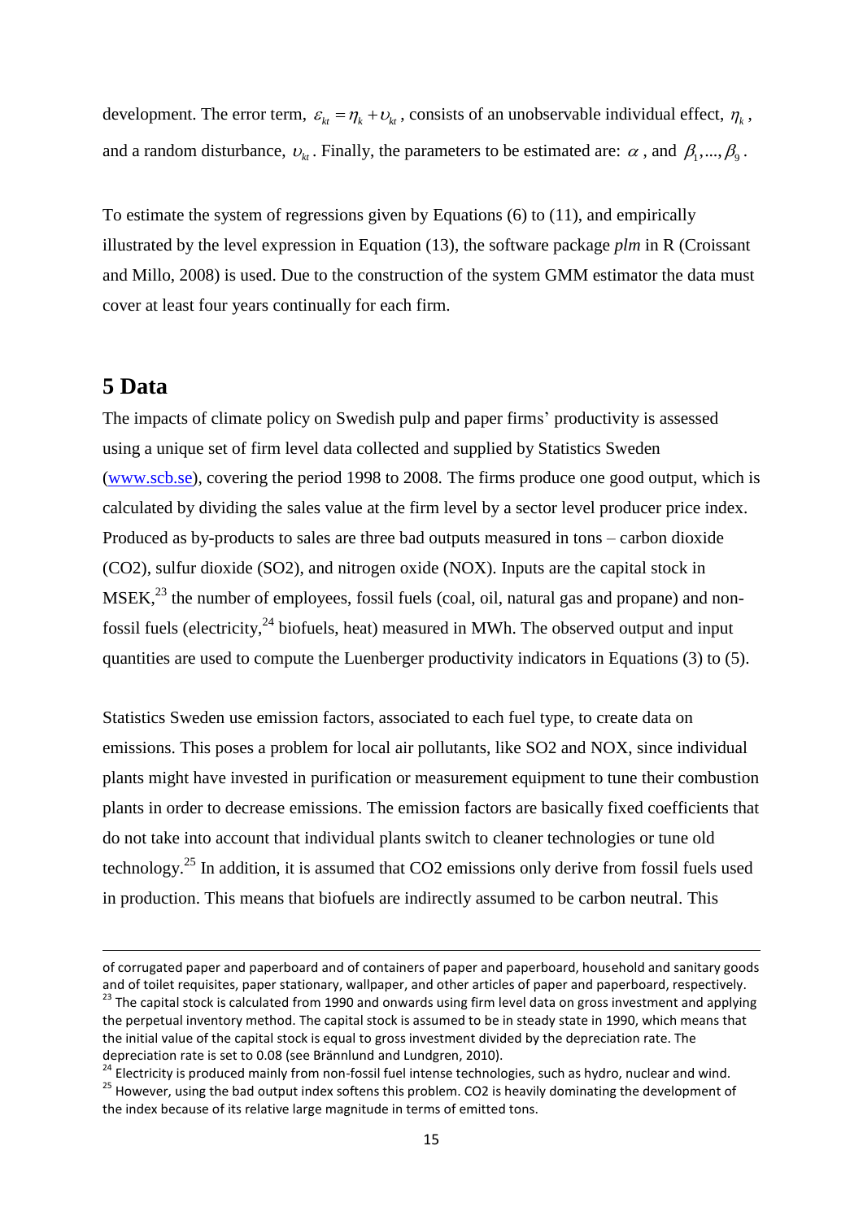development. The error term, $\varepsilon_{kt} = \eta_k + \upsilon_{kt}$, consists of an unobservable individual effect, $\eta_k$, and a random disturbance, $\upsilon_{kt}$. Finally, the parameters to be estimated are: $\alpha$, and $\beta_1, ..., \beta_9$.

To estimate the system of regressions given by Equations (6) to (11), and empirically illustrated by the level expression in Equation (13), the software package *plm* in R (Croissant and Millo, 2008) is used. Due to the construction of the system GMM estimator the data must cover at least four years continually for each firm.

# 5 Data

The impacts of climate policy on Swedish pulp and paper firms' productivity is assessed using a unique set of firm level data collected and supplied by Statistics Sweden (www.scb.se), covering the period 1998 to 2008. The firms produce one good output, which is calculated by dividing the sales value at the firm level by a sector level producer price index. Produced as by-products to sales are three bad outputs measured in tons – carbon dioxide (CO2), sulfur dioxide (SO2), and nitrogen oxide (NOX). Inputs are the capital stock in MSEK,[23] the number of employees, fossil fuels (coal, oil, natural gas and propane) and non-fossil fuels (electricity,[24] biofuels, heat) measured in MWh. The observed output and input quantities are used to compute the Luenberger productivity indicators in Equations (3) to (5).

Statistics Sweden use emission factors, associated to each fuel type, to create data on emissions. This poses a problem for local air pollutants, like SO2 and NOX, since individual plants might have invested in purification or measurement equipment to tune their combustion plants in order to decrease emissions. The emission factors are basically fixed coefficients that do not take into account that individual plants switch to cleaner technologies or tune old technology.[25] In addition, it is assumed that CO2 emissions only derive from fossil fuels used in production. This means that biofuels are indirectly assumed to be carbon neutral. This

---

of corrugated paper and paperboard and of containers of paper and paperboard, household and sanitary goods and of toilet requisites, paper stationary, wallpaper, and other articles of paper and paperboard, respectively.

[23] The capital stock is calculated from 1990 and onwards using firm level data on gross investment and applying the perpetual inventory method. The capital stock is assumed to be in steady state in 1990, which means that the initial value of the capital stock is equal to gross investment divided by the depreciation rate. The depreciation rate is set to 0.08 (see Brännlund and Lundgren, 2010).

[24] Electricity is produced mainly from non-fossil fuel intense technologies, such as hydro, nuclear and wind.

[25] However, using the bad output index softens this problem. CO2 is heavily dominating the development of the index because of its relative large magnitude in terms of emitted tons.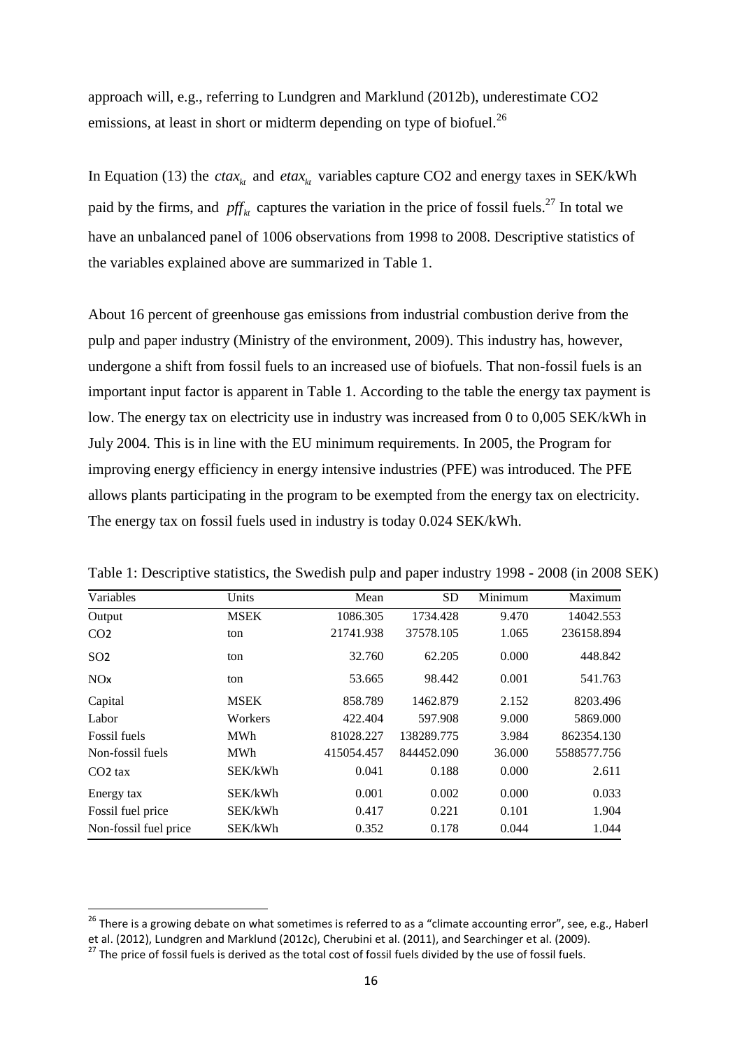approach will, e.g., referring to Lundgren and Marklund (2012b), underestimate CO2 emissions, at least in short or midterm depending on type of biofuel.[26]

In Equation (13) the $ctax_{kt}$ and $etax_{kt}$ variables capture CO2 and energy taxes in SEK/kWh paid by the firms, and $pff_{kt}$ captures the variation in the price of fossil fuels.[27] In total we have an unbalanced panel of 1006 observations from 1998 to 2008. Descriptive statistics of the variables explained above are summarized in Table 1.

About 16 percent of greenhouse gas emissions from industrial combustion derive from the pulp and paper industry (Ministry of the environment, 2009). This industry has, however, undergone a shift from fossil fuels to an increased use of biofuels. That non-fossil fuels is an important input factor is apparent in Table 1. According to the table the energy tax payment is low. The energy tax on electricity use in industry was increased from 0 to 0,005 SEK/kWh in July 2004. This is in line with the EU minimum requirements. In 2005, the Program for improving energy efficiency in energy intensive industries (PFE) was introduced. The PFE allows plants participating in the program to be exempted from the energy tax on electricity. The energy tax on fossil fuels used in industry is today 0.024 SEK/kWh.

Table 1: Descriptive statistics, the Swedish pulp and paper industry 1998 - 2008 (in 2008 SEK)

| Variables | Units | Mean | SD | Minimum | Maximum |
|---|---|---|---|---|---|
| Output | MSEK | 1086.305 | 1734.428 | 9.470 | 14042.553 |
| $CO_2$ | ton | 21741.938 | 37578.105 | 1.065 | 236158.894 |
| $SO_2$ | ton | 32.760 | 62.205 | 0.000 | 448.842 |
| $NO_x$ | ton | 53.665 | 98.442 | 0.001 | 541.763 |
| Capital | MSEK | 858.789 | 1462.879 | 2.152 | 8203.496 |
| Labor | Workers | 422.404 | 597.908 | 9.000 | 5869.000 |
| Fossil fuels | MWh | 81028.227 | 138289.775 | 3.984 | 862354.130 |
| Non-fossil fuels | MWh | 415054.457 | 844452.090 | 36.000 | 5588577.756 |
| $CO_2$ tax | SEK/kWh | 0.041 | 0.188 | 0.000 | 2.611 |
| Energy tax | SEK/kWh | 0.001 | 0.002 | 0.000 | 0.033 |
| Fossil fuel price | SEK/kWh | 0.417 | 0.221 | 0.101 | 1.904 |
| Non-fossil fuel price | SEK/kWh | 0.352 | 0.178 | 0.044 | 1.044 |

[26] There is a growing debate on what sometimes is referred to as a "climate accounting error", see, e.g., Haberl et al. (2012), Lundgren and Marklund (2012c), Cherubini et al. (2011), and Searchinger et al. (2009).

[27] The price of fossil fuels is derived as the total cost of fossil fuels divided by the use of fossil fuels.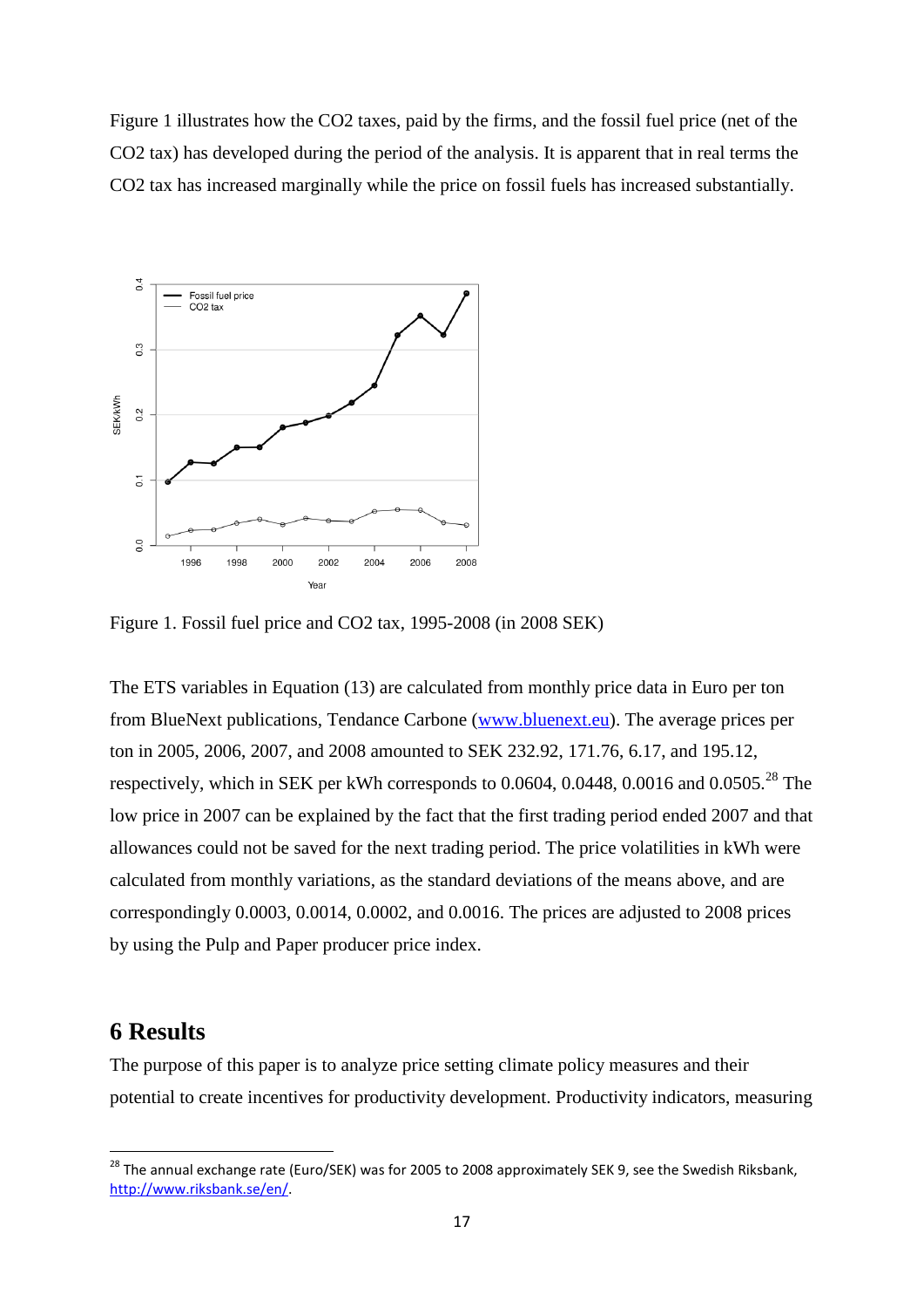Figure 1 illustrates how the $CO_2$ taxes, paid by the firms, and the fossil fuel price (net of the $CO_2$ tax) has developed during the period of the analysis. It is apparent that in real terms the $CO_2$ tax has increased marginally while the price on fossil fuels has increased substantially.

Figure 1. Fossil fuel price and $CO_2$ tax, 1995-2008 (in 2008 SEK)

The ETS variables in Equation (13) are calculated from monthly price data in Euro per ton from BlueNext publications, Tendance Carbone (www.bluenext.eu). The average prices per ton in 2005, 2006, 2007, and 2008 amounted to SEK 232.92, 171.76, 6.17, and 195.12, respectively, which in SEK per kWh corresponds to 0.0604, 0.0448, 0.0016 and 0.0505.[28] The low price in 2007 can be explained by the fact that the first trading period ended 2007 and that allowances could not be saved for the next trading period. The price volatilities in kWh were calculated from monthly variations, as the standard deviations of the means above, and are correspondingly 0.0003, 0.0014, 0.0002, and 0.0016. The prices are adjusted to 2008 prices by using the Pulp and Paper producer price index.

# 6 Results

The purpose of this paper is to analyze price setting climate policy measures and their potential to create incentives for productivity development. Productivity indicators, measuring

[28] The annual exchange rate (Euro/SEK) was for 2005 to 2008 approximately SEK 9, see the Swedish Riksbank, http://www.riksbank.se/en/.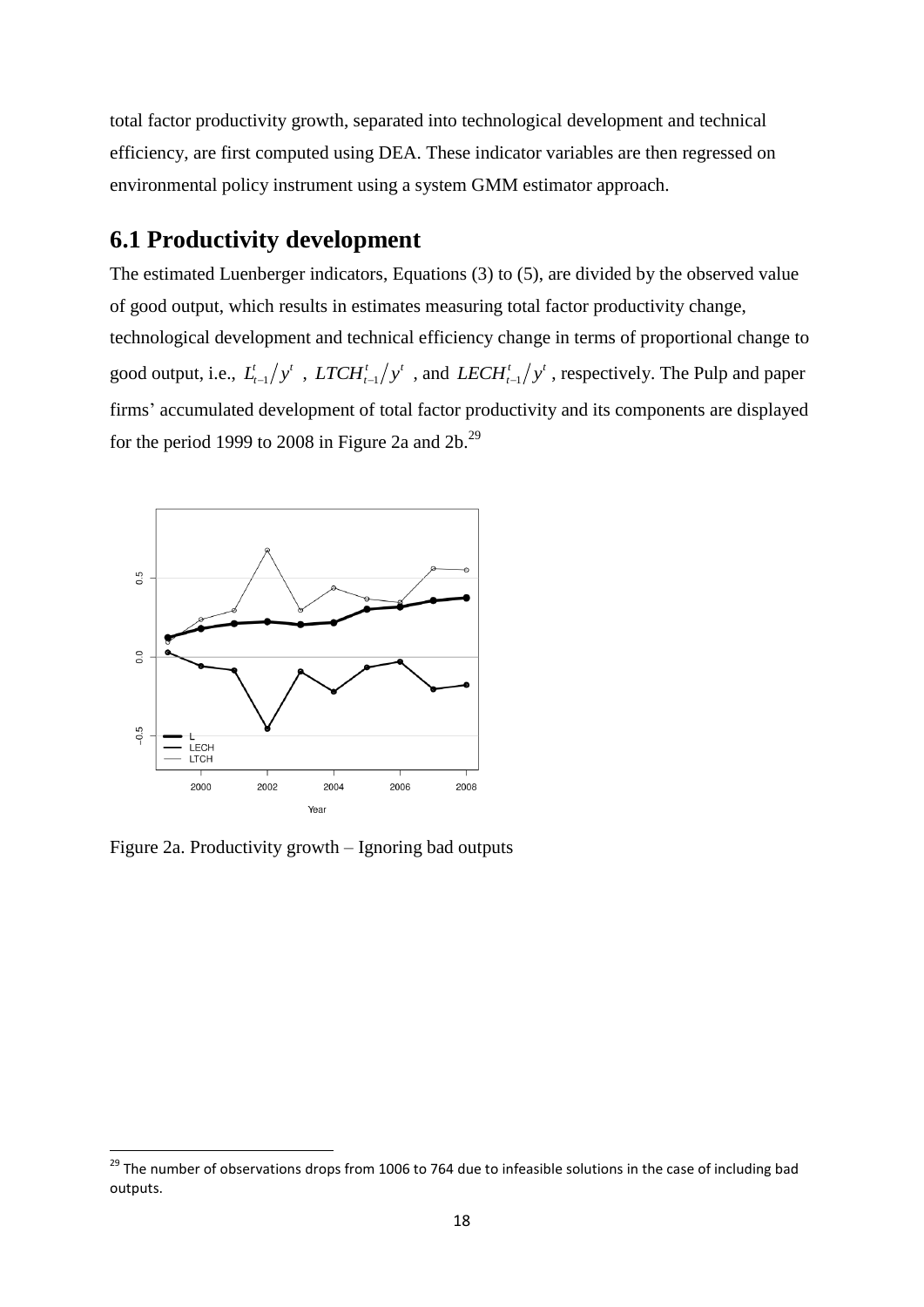total factor productivity growth, separated into technological development and technical efficiency, are first computed using DEA. These indicator variables are then regressed on environmental policy instrument using a system GMM estimator approach.

## 6.1 Productivity development

The estimated Luenberger indicators, Equations (3) to (5), are divided by the observed value of good output, which results in estimates measuring total factor productivity change, technological development and technical efficiency change in terms of proportional change to good output, i.e., $L_{t-1}^{t}/y^{t}$ , $LTCH_{t-1}^{t}/y^{t}$ , and $LECH_{t-1}^{t}/y^{t}$ , respectively. The Pulp and paper firms' accumulated development of total factor productivity and its components are displayed for the period 1999 to 2008 in Figure 2a and 2b.[29]

Figure 2a. Productivity growth – Ignoring bad outputs

[29] The number of observations drops from 1006 to 764 due to infeasible solutions in the case of including bad outputs.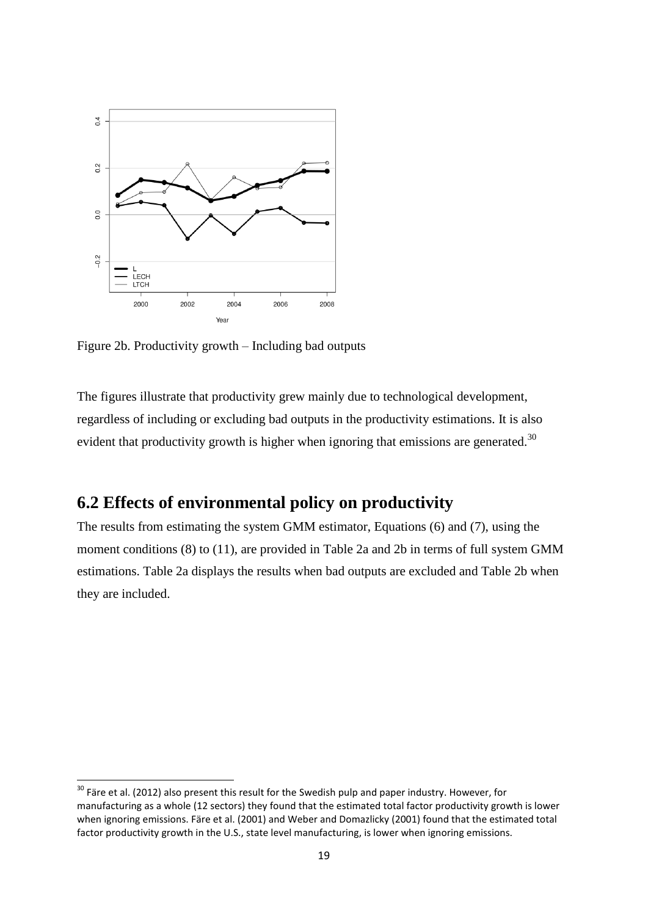Figure 2b. Productivity growth – Including bad outputs

The figures illustrate that productivity grew mainly due to technological development, regardless of including or excluding bad outputs in the productivity estimations. It is also evident that productivity growth is higher when ignoring that emissions are generated.[30]

## 6.2 Effects of environmental policy on productivity

The results from estimating the system GMM estimator, Equations (6) and (7), using the moment conditions (8) to (11), are provided in Table 2a and 2b in terms of full system GMM estimations. Table 2a displays the results when bad outputs are excluded and Table 2b when they are included.

---

[30] Färe et al. (2012) also present this result for the Swedish pulp and paper industry. However, for manufacturing as a whole (12 sectors) they found that the estimated total factor productivity growth is lower when ignoring emissions. Färe et al. (2001) and Weber and Domazlicky (2001) found that the estimated total factor productivity growth in the U.S., state level manufacturing, is lower when ignoring emissions.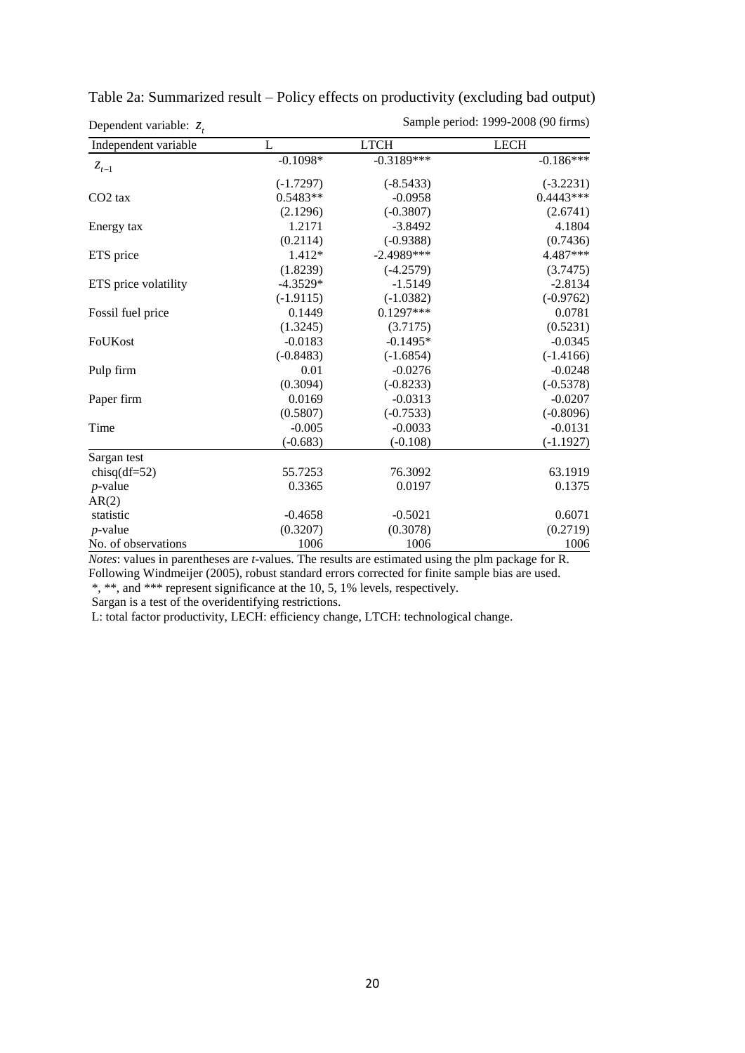Table 2a: Summarized result – Policy effects on productivity (excluding bad output)

Dependent variable: $z_t$ | Sample period: 1999-2008 (90 firms)

| Independent variable | L | LTCH | LECH |
|---|---|---|---|
| $z_{t-1}$ | -0.1098* | -0.3189*** | -0.186*** |
| | (-1.7297) | (-8.5433) | (-3.2231) |
| CO2 tax | 0.5483** | -0.0958 | 0.4443*** |
| | (2.1296) | (-0.3807) | (2.6741) |
| Energy tax | 1.2171 | -3.8492 | 4.1804 |
| | (0.2114) | (-0.9388) | (0.7436) |
| ETS price | 1.412* | -2.4989*** | 4.487*** |
| | (1.8239) | (-4.2579) | (3.7475) |
| ETS price volatility | -4.3529* | -1.5149 | -2.8134 |
| | (-1.9115) | (-1.0382) | (-0.9762) |
| Fossil fuel price | 0.1449 | 0.1297*** | 0.0781 |
| | (1.3245) | (3.7175) | (0.5231) |
| FoUKost | -0.0183 | -0.1495* | -0.0345 |
| | (-0.8483) | (-1.6854) | (-1.4166) |
| Pulp firm | 0.01 | -0.0276 | -0.0248 |
| | (0.3094) | (-0.8233) | (-0.5378) |
| Paper firm | 0.0169 | -0.0313 | -0.0207 |
| | (0.5807) | (-0.7533) | (-0.8096) |
| Time | -0.005 | -0.0033 | -0.0131 |
| | (-0.683) | (-0.108) | (-1.1927) |
| Sargan test | | | |
| chisq(df=52) | 55.7253 | 76.3092 | 63.1919 |
| *p*-value | 0.3365 | 0.0197 | 0.1375 |
| AR(2) | | | |
| statistic | -0.4658 | -0.5021 | 0.6071 |
| *p*-value | (0.3207) | (0.3078) | (0.2719) |
| No. of observations | 1006 | 1006 | 1006 |

*Notes*: values in parentheses are *t*-values. The results are estimated using the plm package for R. Following Windmeijer (2005), robust standard errors corrected for finite sample bias are used.

*, **, and *** represent significance at the 10, 5, 1% levels, respectively.

Sargan is a test of the overidentifying restrictions.

L: total factor productivity, LECH: efficiency change, LTCH: technological change.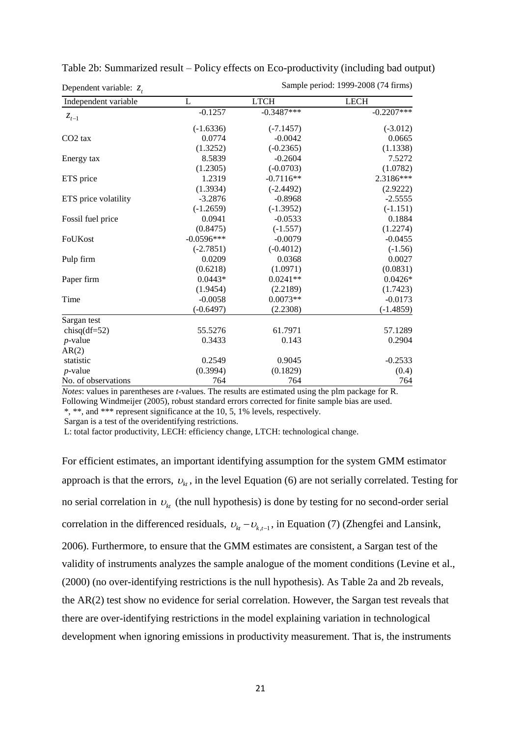Table 2b: Summarized result – Policy effects on Eco-productivity (including bad output)

Dependent variable: $z_t$ — Sample period: 1999-2008 (74 firms)

| Independent variable | L | LTCH | LECH |
|---|---|---|---|
| $z_{t-1}$ | -0.1257 | -0.3487*** | -0.2207*** |
| | (-1.6336) | (-7.1457) | (-3.012) |
| CO2 tax | 0.0774 | -0.0042 | 0.0665 |
| | (1.3252) | (-0.2365) | (1.1338) |
| Energy tax | 8.5839 | -0.2604 | 7.5272 |
| | (1.2305) | (-0.0703) | (1.0782) |
| ETS price | 1.2319 | -0.7116** | 2.3186*** |
| | (1.3934) | (-2.4492) | (2.9222) |
| ETS price volatility | -3.2876 | -0.8968 | -2.5555 |
| | (-1.2659) | (-1.3952) | (-1.151) |
| Fossil fuel price | 0.0941 | -0.0533 | 0.1884 |
| | (0.8475) | (-1.557) | (1.2274) |
| FoUKost | -0.0596*** | -0.0079 | -0.0455 |
| | (-2.7851) | (-0.4012) | (-1.56) |
| Pulp firm | 0.0209 | 0.0368 | 0.0027 |
| | (0.6218) | (1.0971) | (0.0831) |
| Paper firm | 0.0443* | 0.0241** | 0.0426* |
| | (1.9454) | (2.2189) | (1.7423) |
| Time | -0.0058 | 0.0073** | -0.0173 |
| | (-0.6497) | (2.2308) | (-1.4859) |
| Sargan test | | | |
| chisq(df=52) | 55.5276 | 61.7971 | 57.1289 |
| *p*-value | 0.3433 | 0.143 | 0.2904 |
| AR(2) | | | |
| statistic | 0.2549 | 0.9045 | -0.2533 |
| *p*-value | (0.3994) | (0.1829) | (0.4) |
| No. of observations | 764 | 764 | 764 |

*Notes*: values in parentheses are *t*-values. The results are estimated using the plm package for R. Following Windmeijer (2005), robust standard errors corrected for finite sample bias are used.
*, **, and *** represent significance at the 10, 5, 1% levels, respectively.
Sargan is a test of the overidentifying restrictions.
L: total factor productivity, LECH: efficiency change, LTCH: technological change.

For efficient estimates, an important identifying assumption for the system GMM estimator approach is that the errors, $\upsilon_{kt}$, in the level Equation (6) are not serially correlated. Testing for no serial correlation in $\upsilon_{kt}$ (the null hypothesis) is done by testing for no second-order serial correlation in the differenced residuals, $\upsilon_{kt} - \upsilon_{k,t-1}$, in Equation (7) (Zhengfei and Lansink, 2006). Furthermore, to ensure that the GMM estimates are consistent, a Sargan test of the validity of instruments analyzes the sample analogue of the moment conditions (Levine et al., (2000) (no over-identifying restrictions is the null hypothesis). As Table 2a and 2b reveals, the AR(2) test show no evidence for serial correlation. However, the Sargan test reveals that there are over-identifying restrictions in the model explaining variation in technological development when ignoring emissions in productivity measurement. That is, the instruments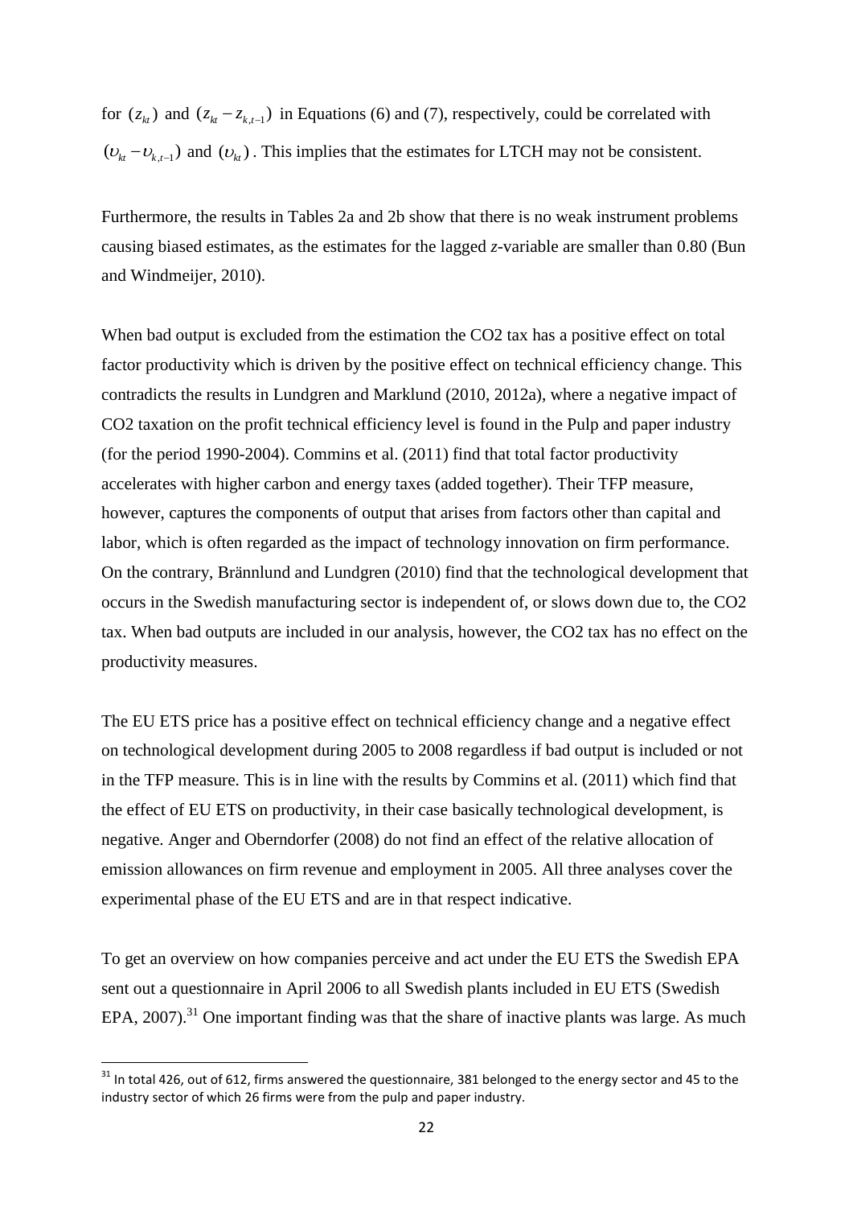for $(z_{kt})$ and $(z_{kt} - z_{k,t-1})$ in Equations (6) and (7), respectively, could be correlated with $(\upsilon_{kt} - \upsilon_{k,t-1})$ and $(\upsilon_{kt})$. This implies that the estimates for LTCH may not be consistent.

Furthermore, the results in Tables 2a and 2b show that there is no weak instrument problems causing biased estimates, as the estimates for the lagged *z*-variable are smaller than 0.80 (Bun and Windmeijer, 2010).

When bad output is excluded from the estimation the CO2 tax has a positive effect on total factor productivity which is driven by the positive effect on technical efficiency change. This contradicts the results in Lundgren and Marklund (2010, 2012a), where a negative impact of CO2 taxation on the profit technical efficiency level is found in the Pulp and paper industry (for the period 1990-2004). Commins et al. (2011) find that total factor productivity accelerates with higher carbon and energy taxes (added together). Their TFP measure, however, captures the components of output that arises from factors other than capital and labor, which is often regarded as the impact of technology innovation on firm performance. On the contrary, Brännlund and Lundgren (2010) find that the technological development that occurs in the Swedish manufacturing sector is independent of, or slows down due to, the CO2 tax. When bad outputs are included in our analysis, however, the CO2 tax has no effect on the productivity measures.

The EU ETS price has a positive effect on technical efficiency change and a negative effect on technological development during 2005 to 2008 regardless if bad output is included or not in the TFP measure. This is in line with the results by Commins et al. (2011) which find that the effect of EU ETS on productivity, in their case basically technological development, is negative. Anger and Oberndorfer (2008) do not find an effect of the relative allocation of emission allowances on firm revenue and employment in 2005. All three analyses cover the experimental phase of the EU ETS and are in that respect indicative.

To get an overview on how companies perceive and act under the EU ETS the Swedish EPA sent out a questionnaire in April 2006 to all Swedish plants included in EU ETS (Swedish EPA, 2007).[31] One important finding was that the share of inactive plants was large. As much

[31] In total 426, out of 612, firms answered the questionnaire, 381 belonged to the energy sector and 45 to the industry sector of which 26 firms were from the pulp and paper industry.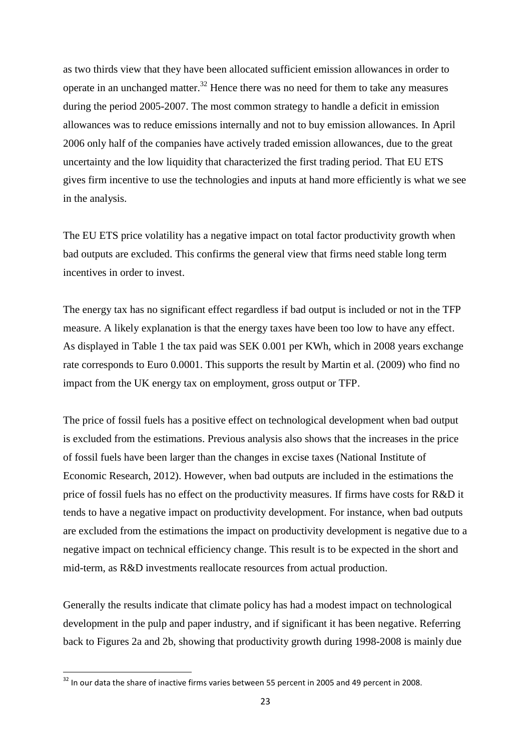as two thirds view that they have been allocated sufficient emission allowances in order to operate in an unchanged matter.[32] Hence there was no need for them to take any measures during the period 2005-2007. The most common strategy to handle a deficit in emission allowances was to reduce emissions internally and not to buy emission allowances. In April 2006 only half of the companies have actively traded emission allowances, due to the great uncertainty and the low liquidity that characterized the first trading period. That EU ETS gives firm incentive to use the technologies and inputs at hand more efficiently is what we see in the analysis.

The EU ETS price volatility has a negative impact on total factor productivity growth when bad outputs are excluded. This confirms the general view that firms need stable long term incentives in order to invest.

The energy tax has no significant effect regardless if bad output is included or not in the TFP measure. A likely explanation is that the energy taxes have been too low to have any effect. As displayed in Table 1 the tax paid was SEK 0.001 per KWh, which in 2008 years exchange rate corresponds to Euro 0.0001. This supports the result by Martin et al. (2009) who find no impact from the UK energy tax on employment, gross output or TFP.

The price of fossil fuels has a positive effect on technological development when bad output is excluded from the estimations. Previous analysis also shows that the increases in the price of fossil fuels have been larger than the changes in excise taxes (National Institute of Economic Research, 2012). However, when bad outputs are included in the estimations the price of fossil fuels has no effect on the productivity measures. If firms have costs for R&D it tends to have a negative impact on productivity development. For instance, when bad outputs are excluded from the estimations the impact on productivity development is negative due to a negative impact on technical efficiency change. This result is to be expected in the short and mid-term, as R&D investments reallocate resources from actual production.

Generally the results indicate that climate policy has had a modest impact on technological development in the pulp and paper industry, and if significant it has been negative. Referring back to Figures 2a and 2b, showing that productivity growth during 1998-2008 is mainly due

[32] In our data the share of inactive firms varies between 55 percent in 2005 and 49 percent in 2008.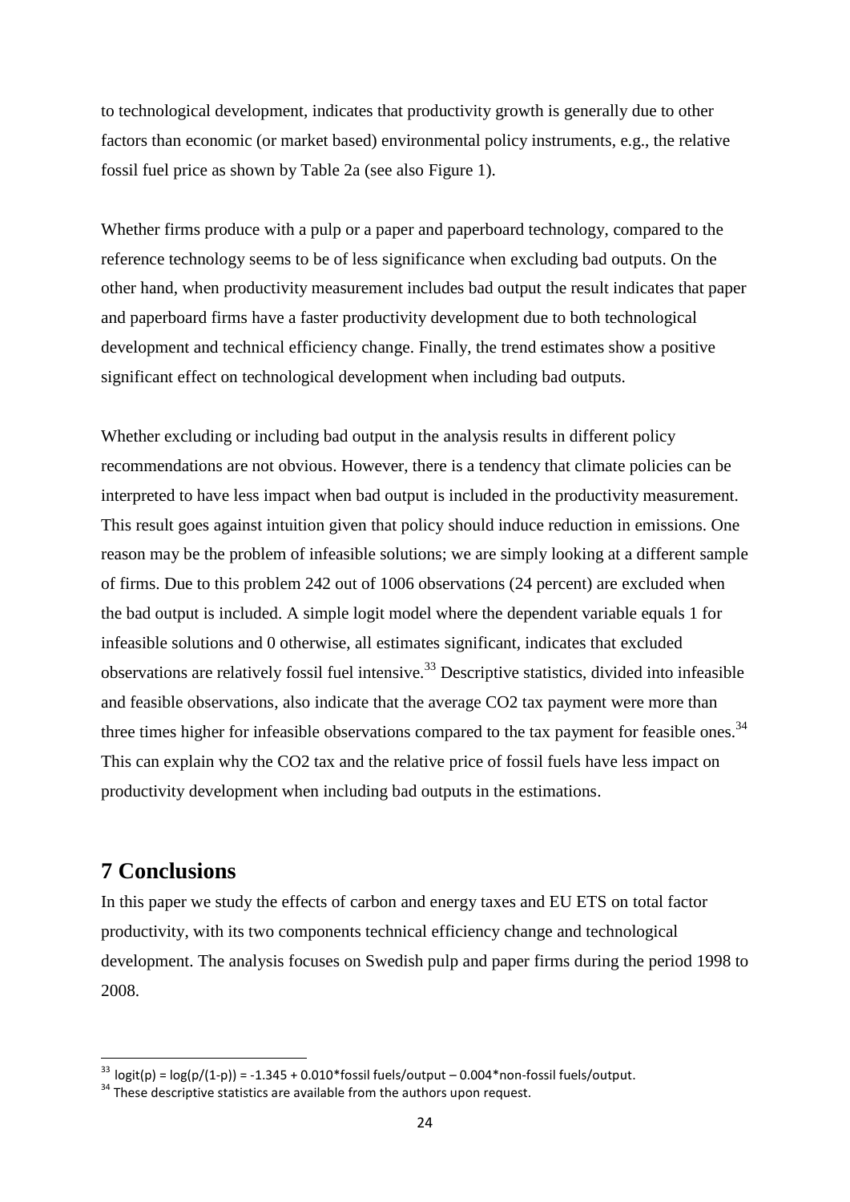to technological development, indicates that productivity growth is generally due to other factors than economic (or market based) environmental policy instruments, e.g., the relative fossil fuel price as shown by Table 2a (see also Figure 1).

Whether firms produce with a pulp or a paper and paperboard technology, compared to the reference technology seems to be of less significance when excluding bad outputs. On the other hand, when productivity measurement includes bad output the result indicates that paper and paperboard firms have a faster productivity development due to both technological development and technical efficiency change. Finally, the trend estimates show a positive significant effect on technological development when including bad outputs.

Whether excluding or including bad output in the analysis results in different policy recommendations are not obvious. However, there is a tendency that climate policies can be interpreted to have less impact when bad output is included in the productivity measurement. This result goes against intuition given that policy should induce reduction in emissions. One reason may be the problem of infeasible solutions; we are simply looking at a different sample of firms. Due to this problem 242 out of 1006 observations (24 percent) are excluded when the bad output is included. A simple logit model where the dependent variable equals 1 for infeasible solutions and 0 otherwise, all estimates significant, indicates that excluded observations are relatively fossil fuel intensive.[33] Descriptive statistics, divided into infeasible and feasible observations, also indicate that the average CO2 tax payment were more than three times higher for infeasible observations compared to the tax payment for feasible ones.[34] This can explain why the CO2 tax and the relative price of fossil fuels have less impact on productivity development when including bad outputs in the estimations.

## 7 Conclusions

In this paper we study the effects of carbon and energy taxes and EU ETS on total factor productivity, with its two components technical efficiency change and technological development. The analysis focuses on Swedish pulp and paper firms during the period 1998 to 2008.

---

[33] $\text{logit}(p) = \log(p/(1-p)) = -1.345 + 0.010 \cdot \text{fossil fuels/output} - 0.004 \cdot \text{non-fossil fuels/output}$.

[34] These descriptive statistics are available from the authors upon request.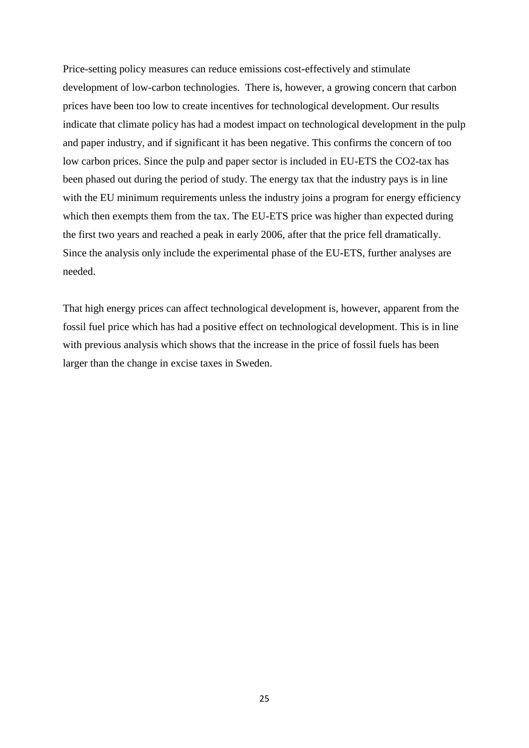Price-setting policy measures can reduce emissions cost-effectively and stimulate development of low-carbon technologies. There is, however, a growing concern that carbon prices have been too low to create incentives for technological development. Our results indicate that climate policy has had a modest impact on technological development in the pulp and paper industry, and if significant it has been negative. This confirms the concern of too low carbon prices. Since the pulp and paper sector is included in EU-ETS the $CO_2$-tax has been phased out during the period of study. The energy tax that the industry pays is in line with the EU minimum requirements unless the industry joins a program for energy efficiency which then exempts them from the tax. The EU-ETS price was higher than expected during the first two years and reached a peak in early 2006, after that the price fell dramatically. Since the analysis only include the experimental phase of the EU-ETS, further analyses are needed.

That high energy prices can affect technological development is, however, apparent from the fossil fuel price which has had a positive effect on technological development. This is in line with previous analysis which shows that the increase in the price of fossil fuels has been larger than the change in excise taxes in Sweden.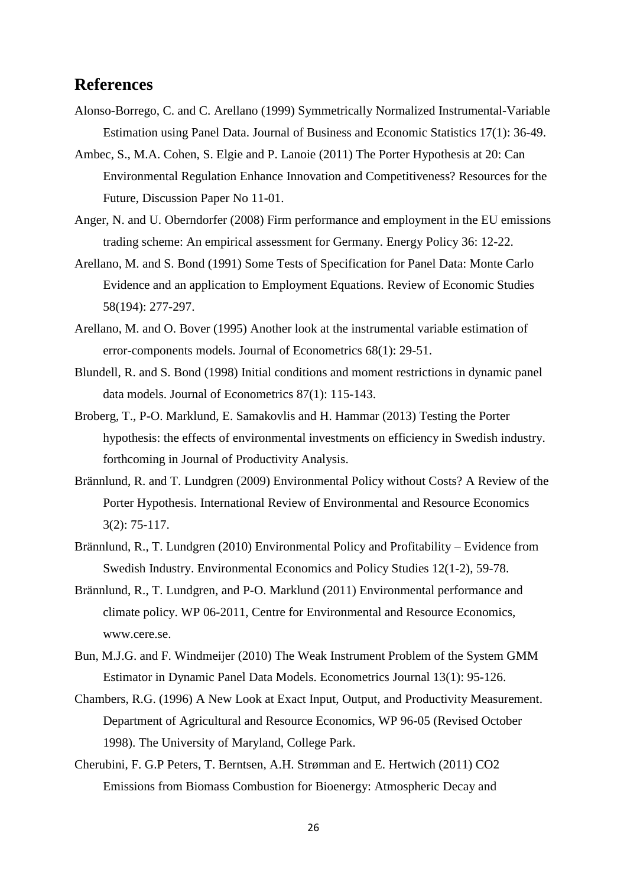## References

Alonso-Borrego, C. and C. Arellano (1999) Symmetrically Normalized Instrumental-Variable Estimation using Panel Data. Journal of Business and Economic Statistics 17(1): 36-49.

Ambec, S., M.A. Cohen, S. Elgie and P. Lanoie (2011) The Porter Hypothesis at 20: Can Environmental Regulation Enhance Innovation and Competitiveness? Resources for the Future, Discussion Paper No 11-01.

Anger, N. and U. Oberndorfer (2008) Firm performance and employment in the EU emissions trading scheme: An empirical assessment for Germany. Energy Policy 36: 12-22.

Arellano, M. and S. Bond (1991) Some Tests of Specification for Panel Data: Monte Carlo Evidence and an application to Employment Equations. Review of Economic Studies 58(194): 277-297.

Arellano, M. and O. Bover (1995) Another look at the instrumental variable estimation of error-components models. Journal of Econometrics 68(1): 29-51.

Blundell, R. and S. Bond (1998) Initial conditions and moment restrictions in dynamic panel data models. Journal of Econometrics 87(1): 115-143.

Broberg, T., P-O. Marklund, E. Samakovlis and H. Hammar (2013) Testing the Porter hypothesis: the effects of environmental investments on efficiency in Swedish industry. forthcoming in Journal of Productivity Analysis.

Brännlund, R. and T. Lundgren (2009) Environmental Policy without Costs? A Review of the Porter Hypothesis. International Review of Environmental and Resource Economics 3(2): 75-117.

Brännlund, R., T. Lundgren (2010) Environmental Policy and Profitability – Evidence from Swedish Industry. Environmental Economics and Policy Studies 12(1-2), 59-78.

Brännlund, R., T. Lundgren, and P-O. Marklund (2011) Environmental performance and climate policy. WP 06-2011, Centre for Environmental and Resource Economics, www.cere.se.

Bun, M.J.G. and F. Windmeijer (2010) The Weak Instrument Problem of the System GMM Estimator in Dynamic Panel Data Models. Econometrics Journal 13(1): 95-126.

Chambers, R.G. (1996) A New Look at Exact Input, Output, and Productivity Measurement. Department of Agricultural and Resource Economics, WP 96-05 (Revised October 1998). The University of Maryland, College Park.

Cherubini, F. G.P Peters, T. Berntsen, A.H. Strømman and E. Hertwich (2011) CO2 Emissions from Biomass Combustion for Bioenergy: Atmospheric Decay and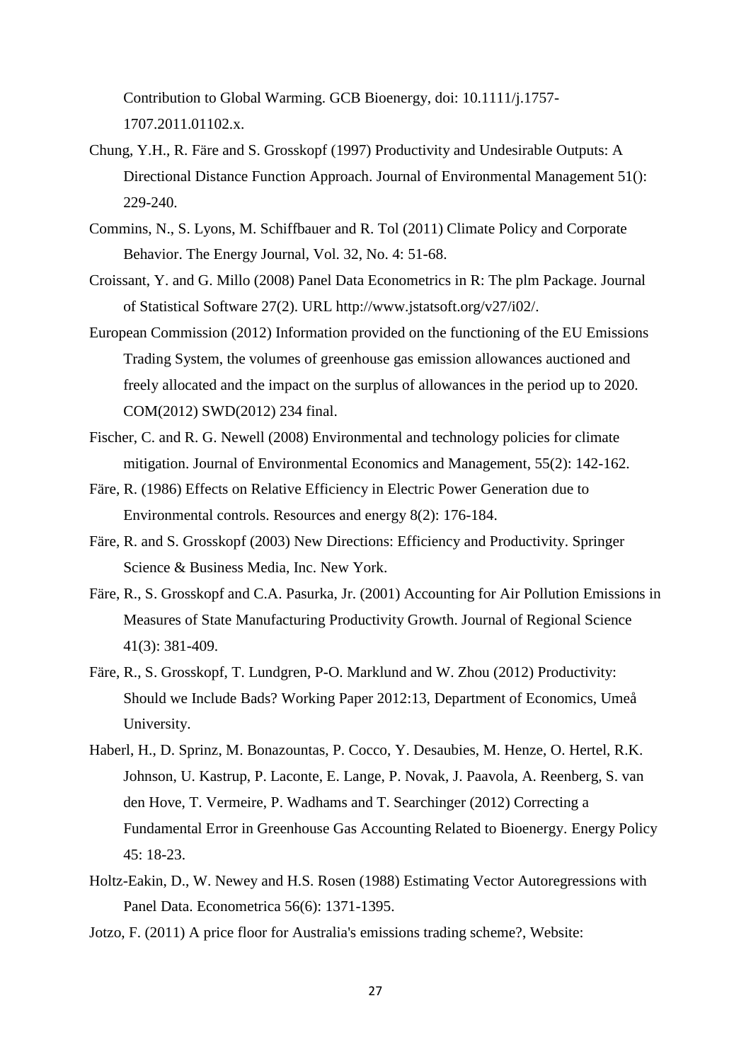Contribution to Global Warming. GCB Bioenergy, doi: 10.1111/j.1757-1707.2011.01102.x.

Chung, Y.H., R. Färe and S. Grosskopf (1997) Productivity and Undesirable Outputs: A Directional Distance Function Approach. Journal of Environmental Management 51(): 229-240.

Commins, N., S. Lyons, M. Schiffbauer and R. Tol (2011) Climate Policy and Corporate Behavior. The Energy Journal, Vol. 32, No. 4: 51-68.

Croissant, Y. and G. Millo (2008) Panel Data Econometrics in R: The plm Package. Journal of Statistical Software 27(2). URL http://www.jstatsoft.org/v27/i02/.

European Commission (2012) Information provided on the functioning of the EU Emissions Trading System, the volumes of greenhouse gas emission allowances auctioned and freely allocated and the impact on the surplus of allowances in the period up to 2020. COM(2012) SWD(2012) 234 final.

Fischer, C. and R. G. Newell (2008) Environmental and technology policies for climate mitigation. Journal of Environmental Economics and Management, 55(2): 142-162.

Färe, R. (1986) Effects on Relative Efficiency in Electric Power Generation due to Environmental controls. Resources and energy 8(2): 176-184.

Färe, R. and S. Grosskopf (2003) New Directions: Efficiency and Productivity. Springer Science & Business Media, Inc. New York.

Färe, R., S. Grosskopf and C.A. Pasurka, Jr. (2001) Accounting for Air Pollution Emissions in Measures of State Manufacturing Productivity Growth. Journal of Regional Science 41(3): 381-409.

Färe, R., S. Grosskopf, T. Lundgren, P-O. Marklund and W. Zhou (2012) Productivity: Should we Include Bads? Working Paper 2012:13, Department of Economics, Umeå University.

Haberl, H., D. Sprinz, M. Bonazountas, P. Cocco, Y. Desaubies, M. Henze, O. Hertel, R.K. Johnson, U. Kastrup, P. Laconte, E. Lange, P. Novak, J. Paavola, A. Reenberg, S. van den Hove, T. Vermeire, P. Wadhams and T. Searchinger (2012) Correcting a Fundamental Error in Greenhouse Gas Accounting Related to Bioenergy. Energy Policy 45: 18-23.

Holtz-Eakin, D., W. Newey and H.S. Rosen (1988) Estimating Vector Autoregressions with Panel Data. Econometrica 56(6): 1371-1395.

Jotzo, F. (2011) A price floor for Australia's emissions trading scheme?, Website: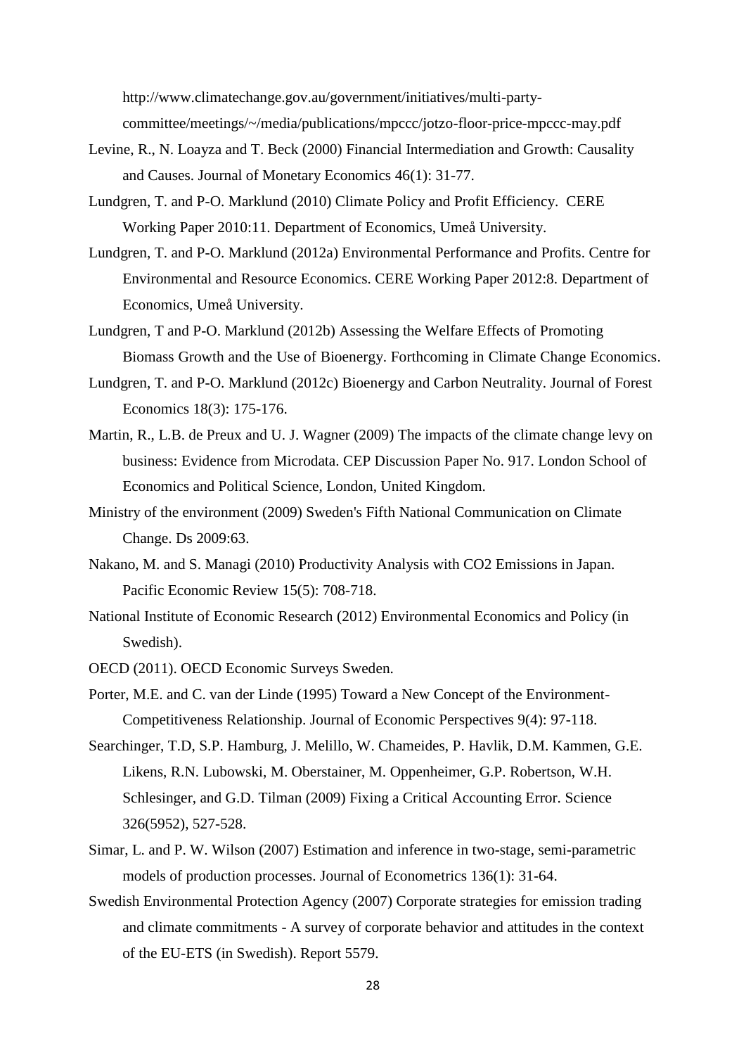http://www.climatechange.gov.au/government/initiatives/multi-party-committee/meetings/~/media/publications/mpccc/jotzo-floor-price-mpccc-may.pdf

Levine, R., N. Loayza and T. Beck (2000) Financial Intermediation and Growth: Causality and Causes. Journal of Monetary Economics 46(1): 31-77.

Lundgren, T. and P-O. Marklund (2010) Climate Policy and Profit Efficiency. CERE Working Paper 2010:11. Department of Economics, Umeå University.

Lundgren, T. and P-O. Marklund (2012a) Environmental Performance and Profits. Centre for Environmental and Resource Economics. CERE Working Paper 2012:8. Department of Economics, Umeå University.

Lundgren, T and P-O. Marklund (2012b) Assessing the Welfare Effects of Promoting Biomass Growth and the Use of Bioenergy. Forthcoming in Climate Change Economics.

Lundgren, T. and P-O. Marklund (2012c) Bioenergy and Carbon Neutrality. Journal of Forest Economics 18(3): 175-176.

Martin, R., L.B. de Preux and U. J. Wagner (2009) The impacts of the climate change levy on business: Evidence from Microdata. CEP Discussion Paper No. 917. London School of Economics and Political Science, London, United Kingdom.

Ministry of the environment (2009) Sweden's Fifth National Communication on Climate Change. Ds 2009:63.

Nakano, M. and S. Managi (2010) Productivity Analysis with CO2 Emissions in Japan. Pacific Economic Review 15(5): 708-718.

National Institute of Economic Research (2012) Environmental Economics and Policy (in Swedish).

OECD (2011). OECD Economic Surveys Sweden.

Porter, M.E. and C. van der Linde (1995) Toward a New Concept of the Environment-Competitiveness Relationship. Journal of Economic Perspectives 9(4): 97-118.

Searchinger, T.D, S.P. Hamburg, J. Melillo, W. Chameides, P. Havlik, D.M. Kammen, G.E. Likens, R.N. Lubowski, M. Oberstainer, M. Oppenheimer, G.P. Robertson, W.H. Schlesinger, and G.D. Tilman (2009) Fixing a Critical Accounting Error. Science 326(5952), 527-528.

Simar, L. and P. W. Wilson (2007) Estimation and inference in two-stage, semi-parametric models of production processes. Journal of Econometrics 136(1): 31-64.

Swedish Environmental Protection Agency (2007) Corporate strategies for emission trading and climate commitments - A survey of corporate behavior and attitudes in the context of the EU-ETS (in Swedish). Report 5579.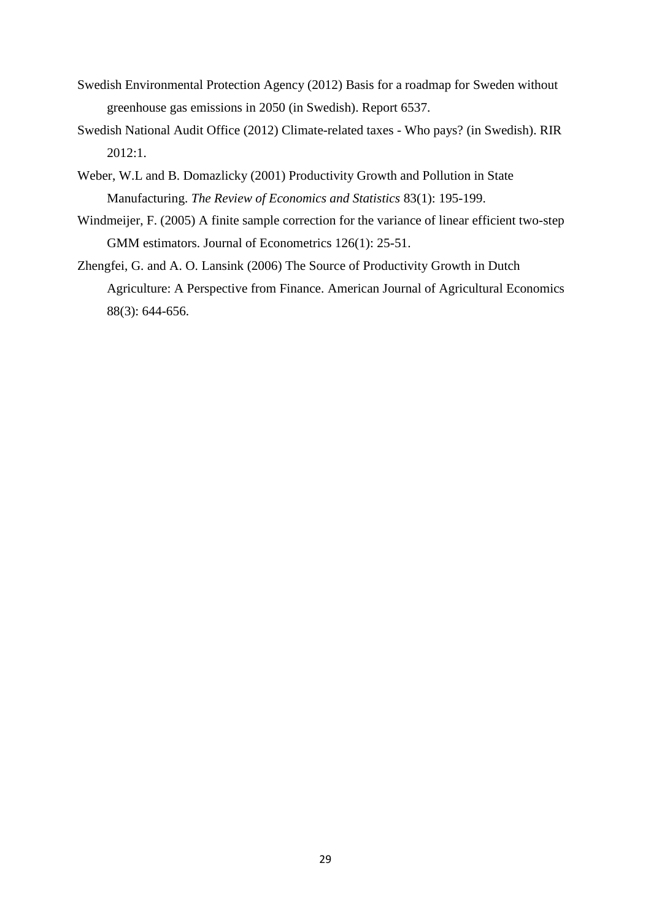Swedish Environmental Protection Agency (2012) Basis for a roadmap for Sweden without greenhouse gas emissions in 2050 (in Swedish). Report 6537.

Swedish National Audit Office (2012) Climate-related taxes - Who pays? (in Swedish). RIR 2012:1.

Weber, W.L and B. Domazlicky (2001) Productivity Growth and Pollution in State Manufacturing. *The Review of Economics and Statistics* 83(1): 195-199.

Windmeijer, F. (2005) A finite sample correction for the variance of linear efficient two-step GMM estimators. Journal of Econometrics 126(1): 25-51.

Zhengfei, G. and A. O. Lansink (2006) The Source of Productivity Growth in Dutch Agriculture: A Perspective from Finance. American Journal of Agricultural Economics 88(3): 644-656.